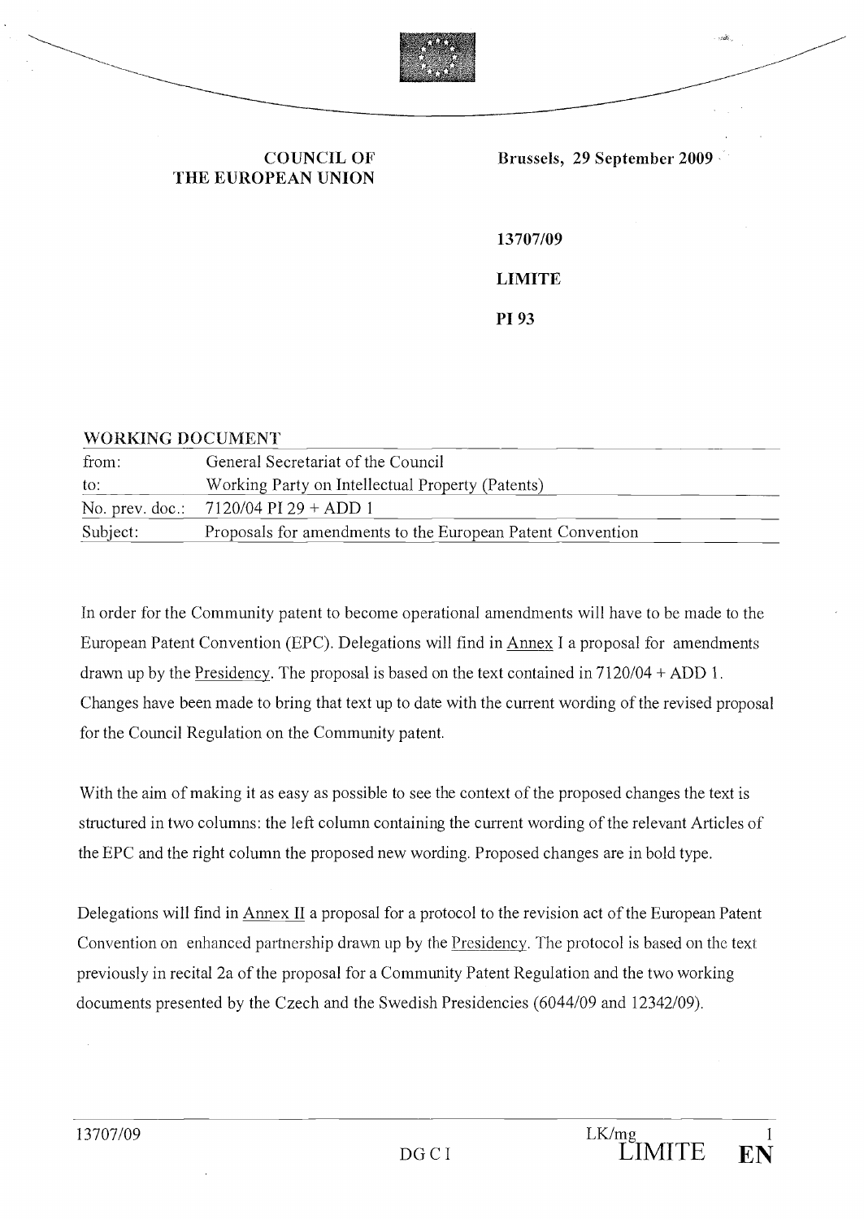**COUNCIL OF THE EUROPEAN UNION**

**Brussels, 29 September 2009**

**13707/09**

**LIMITE**

**PI 93**

**WORKING DOCUMENT**

| | |
|---|---|
| from: | General Secretariat of the Council |
| to: | Working Party on Intellectual Property (Patents) |
| No. prev. doc.: | 7120/04 PI 29 + ADD 1 |
| Subject: | Proposals for amendments to the European Patent Convention |

In order for the Community patent to become operational amendments will have to be made to the European Patent Convention (EPC). Delegations will find in Annex I a proposal for amendments drawn up by the Presidency. The proposal is based on the text contained in 7120/04 + ADD 1. Changes have been made to bring that text up to date with the current wording of the revised proposal for the Council Regulation on the Community patent.

With the aim of making it as easy as possible to see the context of the proposed changes the text is structured in two columns: the left column containing the current wording of the relevant Articles of the EPC and the right column the proposed new wording. Proposed changes are in bold type.

Delegations will find in Annex II a proposal for a protocol to the revision act of the European Patent Convention on enhanced partnership drawn up by the Presidency. The protocol is based on the text previously in recital 2a of the proposal for a Community Patent Regulation and the two working documents presented by the Czech and the Swedish Presidencies (6044/09 and 12342/09).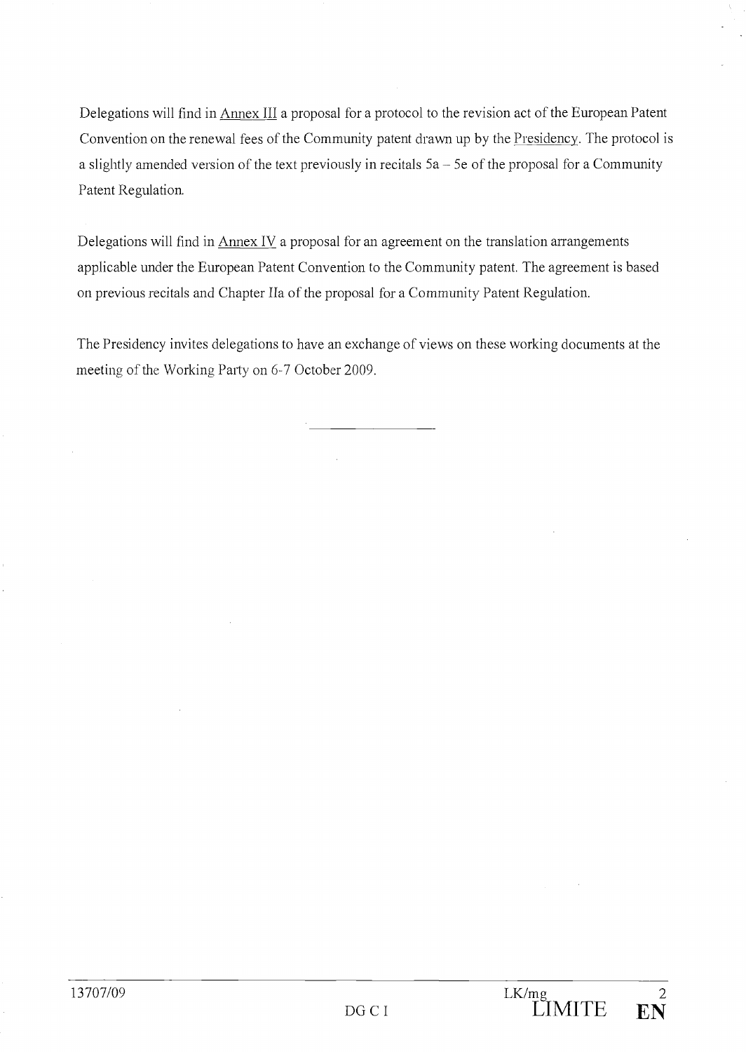Delegations will find in Annex III a proposal for a protocol to the revision act of the European Patent Convention on the renewal fees of the Community patent drawn up by the Presidency. The protocol is a slightly amended version of the text previously in recitals 5a – 5e of the proposal for a Community Patent Regulation.

Delegations will find in Annex IV a proposal for an agreement on the translation arrangements applicable under the European Patent Convention to the Community patent. The agreement is based on previous recitals and Chapter IIa of the proposal for a Community Patent Regulation.

The Presidency invites delegations to have an exchange of views on these working documents at the meeting of the Working Party on 6-7 October 2009.

---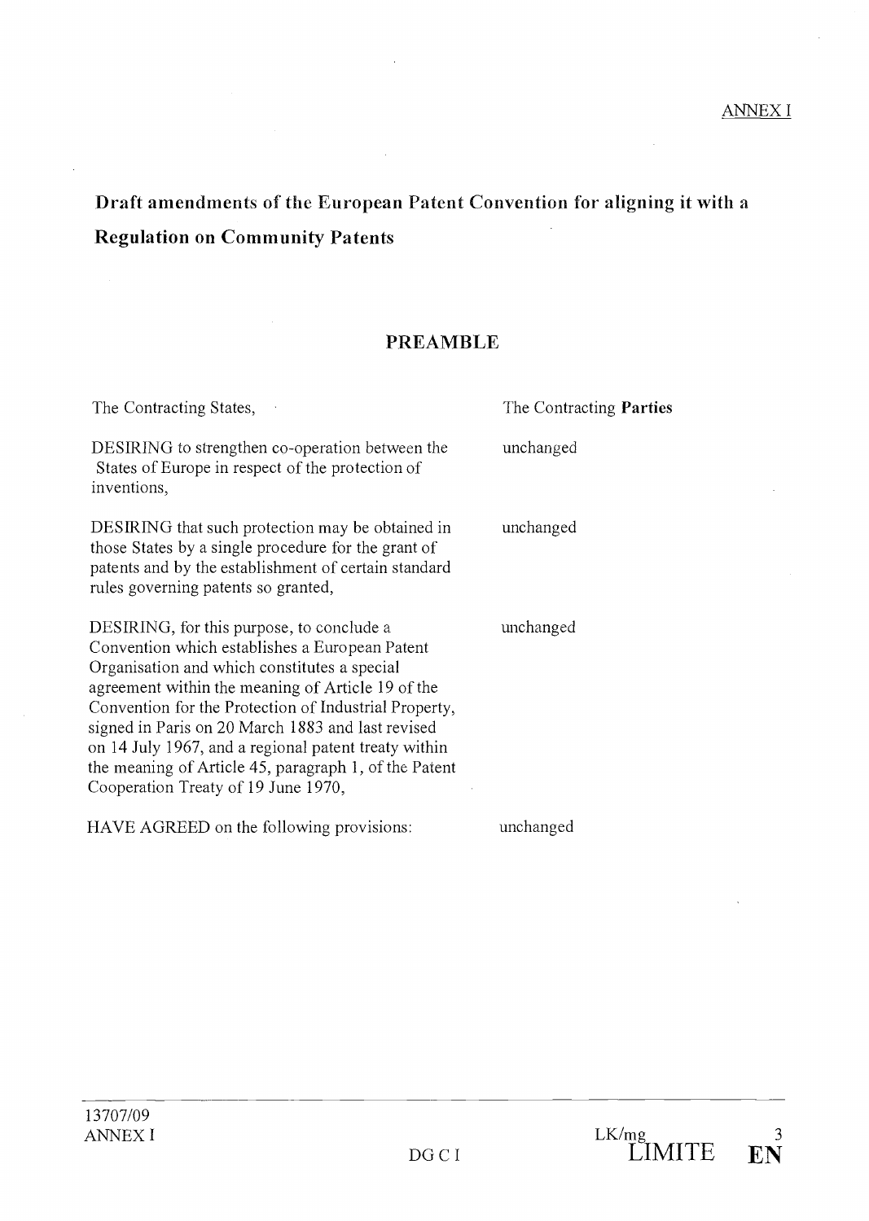ANNEX I

# Draft amendments of the European Patent Convention for aligning it with a Regulation on Community Patents

## PREAMBLE

| | |
|---|---|
| The Contracting States, | The Contracting **Parties** |
| DESIRING to strengthen co-operation between the States of Europe in respect of the protection of inventions, | unchanged |
| DESIRING that such protection may be obtained in those States by a single procedure for the grant of patents and by the establishment of certain standard rules governing patents so granted, | unchanged |
| DESIRING, for this purpose, to conclude a Convention which establishes a European Patent Organisation and which constitutes a special agreement within the meaning of Article 19 of the Convention for the Protection of Industrial Property, signed in Paris on 20 March 1883 and last revised on 14 July 1967, and a regional patent treaty within the meaning of Article 45, paragraph 1, of the Patent Cooperation Treaty of 19 June 1970, | unchanged |
| HAVE AGREED on the following provisions: | unchanged |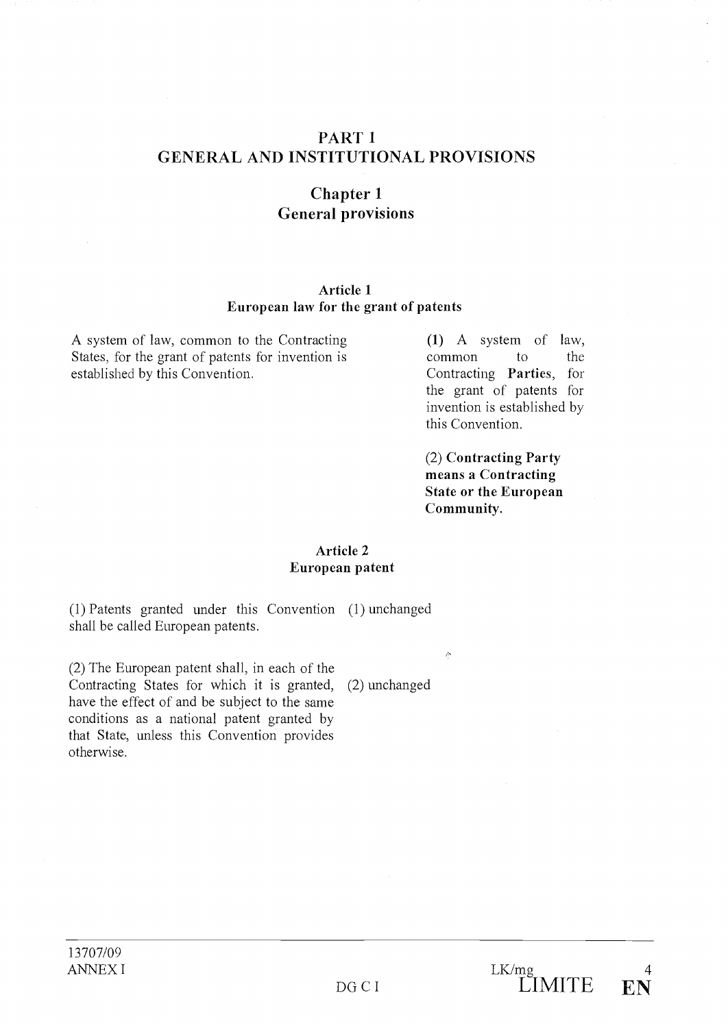# PART 1
# GENERAL AND INSTITUTIONAL PROVISIONS

## Chapter 1
## General provisions

### Article 1
### European law for the grant of patents

| | |
|---|---|
| A system of law, common to the Contracting States, for the grant of patents for invention is established by this Convention. | (1) A system of law, common to the Contracting **Parties**, for the grant of patents for invention is established by this Convention. |
| | (2) **Contracting Party means a Contracting State or the European Community.** |

### Article 2
### European patent

| | |
|---|---|
| (1) Patents granted under this Convention shall be called European patents. | (1) unchanged |
| (2) The European patent shall, in each of the Contracting States for which it is granted, have the effect of and be subject to the same conditions as a national patent granted by that State, unless this Convention provides otherwise. | (2) unchanged |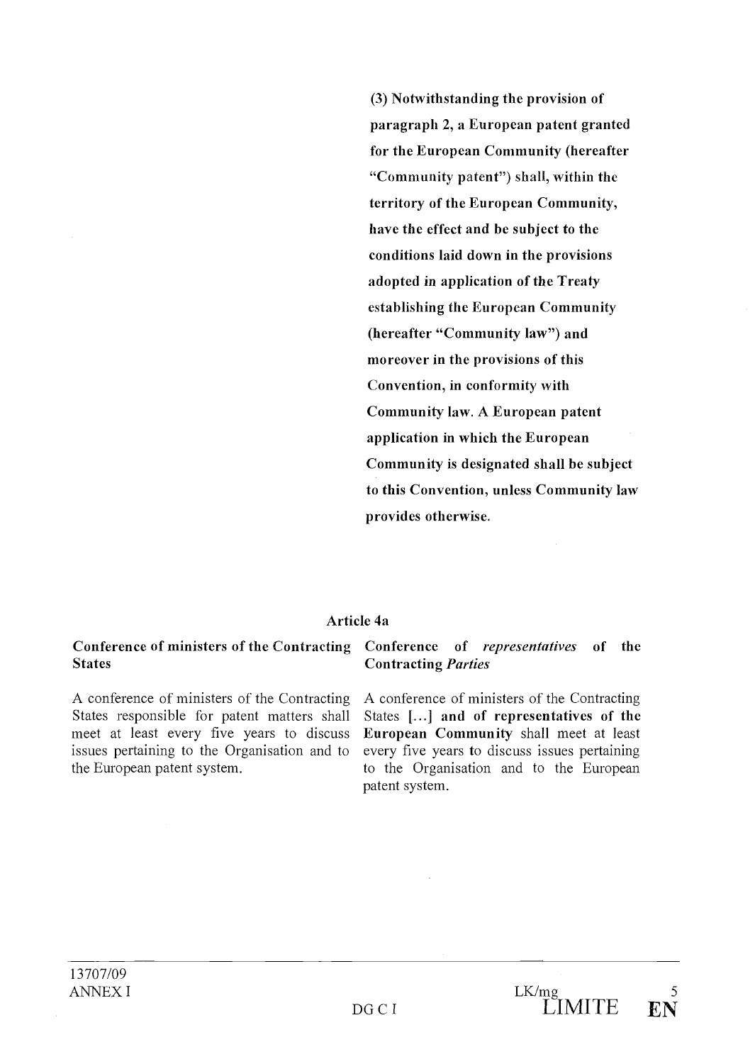**(3) Notwithstanding the provision of paragraph 2, a European patent granted for the European Community (hereafter "Community patent") shall, within the territory of the European Community, have the effect and be subject to the conditions laid down in the provisions adopted in application of the Treaty establishing the European Community (hereafter "Community law") and moreover in the provisions of this Convention, in conformity with Community law. A European patent application in which the European Community is designated shall be subject to this Convention, unless Community law provides otherwise.**

### Article 4a

| **Conference of ministers of the Contracting States** | **Conference of *representatives* of the Contracting *Parties*** |
|---|---|
| A conference of ministers of the Contracting States responsible for patent matters shall meet at least every five years to discuss issues pertaining to the Organisation and to the European patent system. | A conference of ministers of the Contracting States **[…] and of representatives of the European Community** shall meet at least every five years to discuss issues pertaining to the Organisation and to the European patent system. |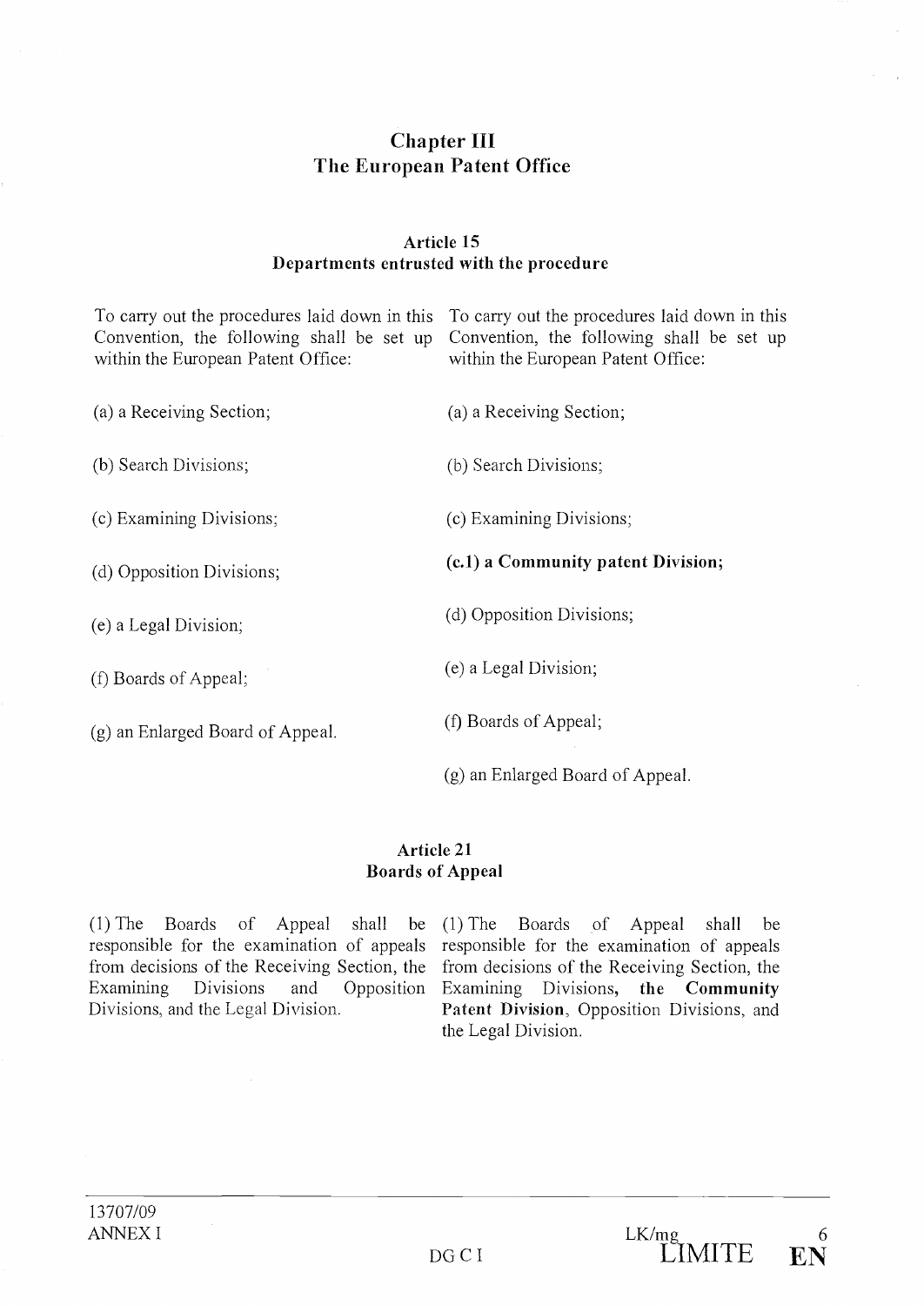## Chapter III
## The European Patent Office

### Article 15
### Departments entrusted with the procedure

| | |
|---|---|
| To carry out the procedures laid down in this Convention, the following shall be set up within the European Patent Office: | To carry out the procedures laid down in this Convention, the following shall be set up within the European Patent Office: |
| (a) a Receiving Section; | (a) a Receiving Section; |
| (b) Search Divisions; | (b) Search Divisions; |
| (c) Examining Divisions; | (c) Examining Divisions; |
| | **(c.1) a Community patent Division;** |
| (d) Opposition Divisions; | (d) Opposition Divisions; |
| (e) a Legal Division; | (e) a Legal Division; |
| (f) Boards of Appeal; | (f) Boards of Appeal; |
| (g) an Enlarged Board of Appeal. | (g) an Enlarged Board of Appeal. |

### Article 21
### Boards of Appeal

| | |
|---|---|
| (1) The Boards of Appeal shall be responsible for the examination of appeals from decisions of the Receiving Section, the Examining Divisions and Opposition Divisions, and the Legal Division. | (1) The Boards of Appeal shall be responsible for the examination of appeals from decisions of the Receiving Section, the Examining Divisions**, the Community Patent Division**, Opposition Divisions, and the Legal Division. |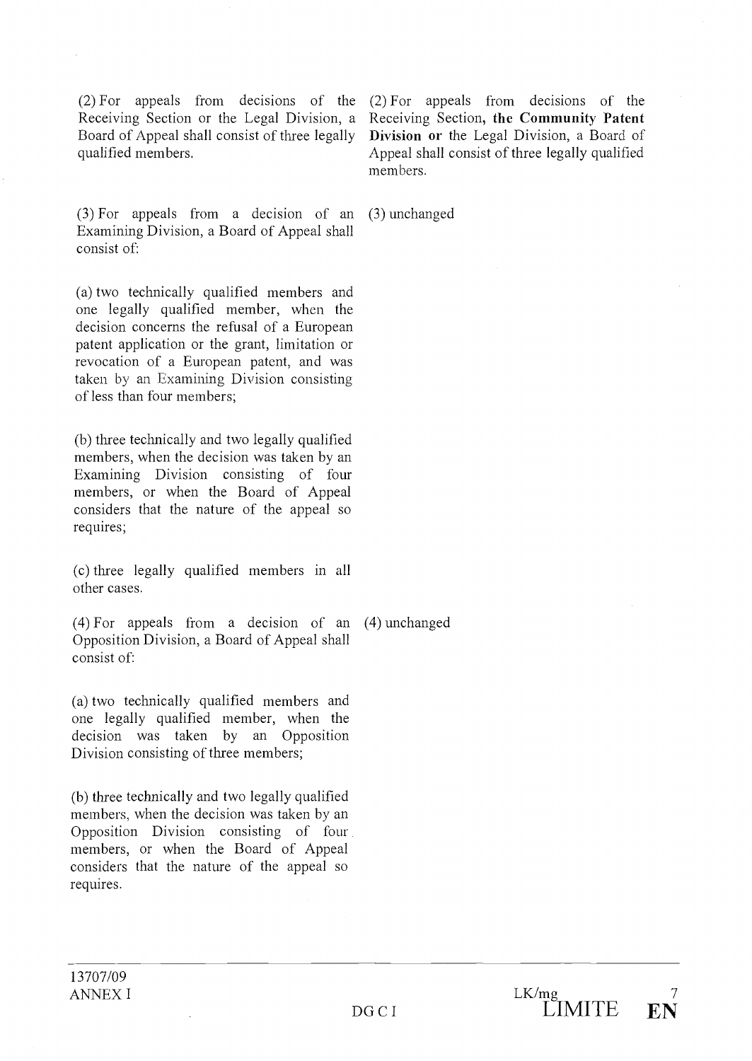| | |
|---|---|
| (2) For appeals from decisions of the Receiving Section or the Legal Division, a Board of Appeal shall consist of three legally qualified members. | (2) For appeals from decisions of the Receiving Section, **the Community Patent Division or** the Legal Division, a Board of Appeal shall consist of three legally qualified members. |
| (3) For appeals from a decision of an Examining Division, a Board of Appeal shall consist of: | (3) unchanged |
| (a) two technically qualified members and one legally qualified member, when the decision concerns the refusal of a European patent application or the grant, limitation or revocation of a European patent, and was taken by an Examining Division consisting of less than four members; | |
| (b) three technically and two legally qualified members, when the decision was taken by an Examining Division consisting of four members, or when the Board of Appeal considers that the nature of the appeal so requires; | |
| (c) three legally qualified members in all other cases. | |
| (4) For appeals from a decision of an Opposition Division, a Board of Appeal shall consist of: | (4) unchanged |
| (a) two technically qualified members and one legally qualified member, when the decision was taken by an Opposition Division consisting of three members; | |
| (b) three technically and two legally qualified members, when the decision was taken by an Opposition Division consisting of four members, or when the Board of Appeal considers that the nature of the appeal so requires. | |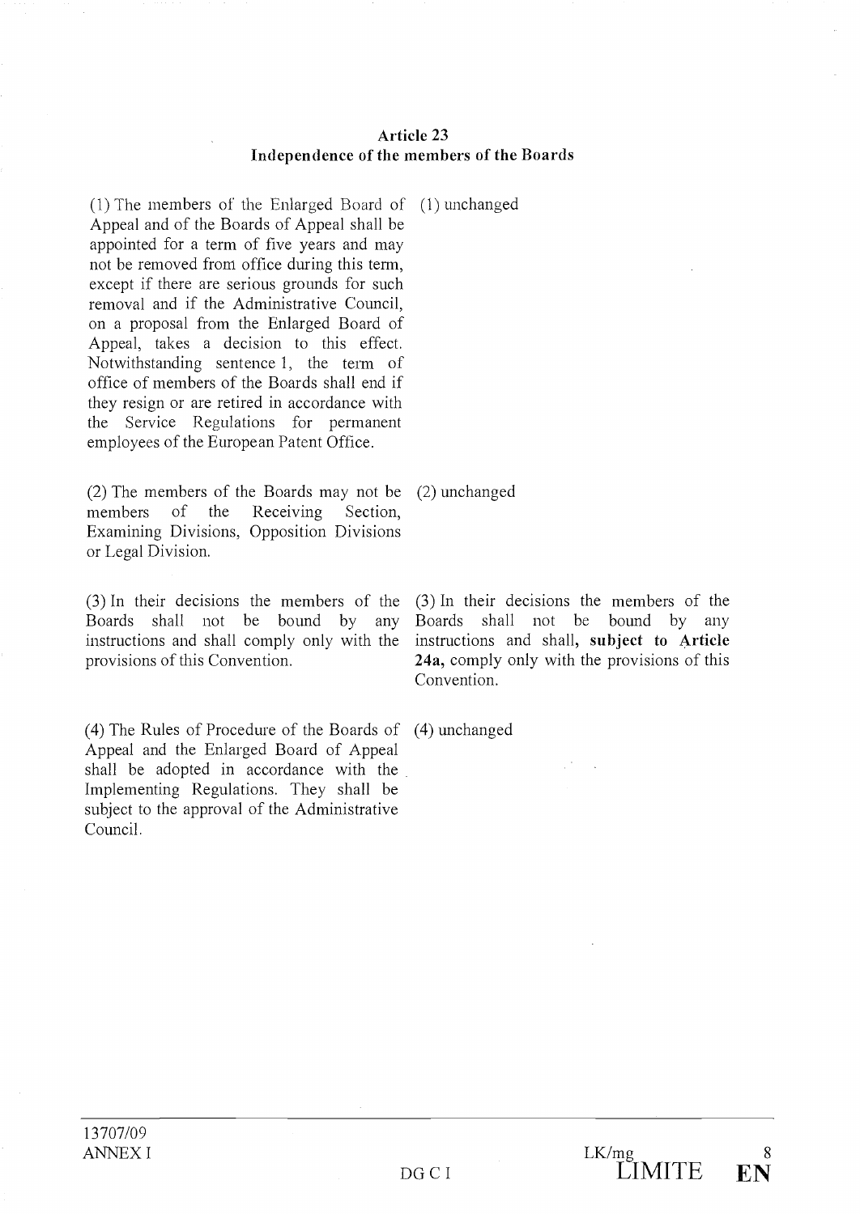**Article 23**
**Independence of the members of the Boards**

| | |
|---|---|
| (1) The members of the Enlarged Board of Appeal and of the Boards of Appeal shall be appointed for a term of five years and may not be removed from office during this term, except if there are serious grounds for such removal and if the Administrative Council, on a proposal from the Enlarged Board of Appeal, takes a decision to this effect. Notwithstanding sentence 1, the term of office of members of the Boards shall end if they resign or are retired in accordance with the Service Regulations for permanent employees of the European Patent Office. | (1) unchanged |
| (2) The members of the Boards may not be members of the Receiving Section, Examining Divisions, Opposition Divisions or Legal Division. | (2) unchanged |
| (3) In their decisions the members of the Boards shall not be bound by any instructions and shall comply only with the provisions of this Convention. | (3) In their decisions the members of the Boards shall not be bound by any instructions and shall, **subject to Article 24a,** comply only with the provisions of this Convention. |
| (4) The Rules of Procedure of the Boards of Appeal and the Enlarged Board of Appeal shall be adopted in accordance with the Implementing Regulations. They shall be subject to the approval of the Administrative Council. | (4) unchanged |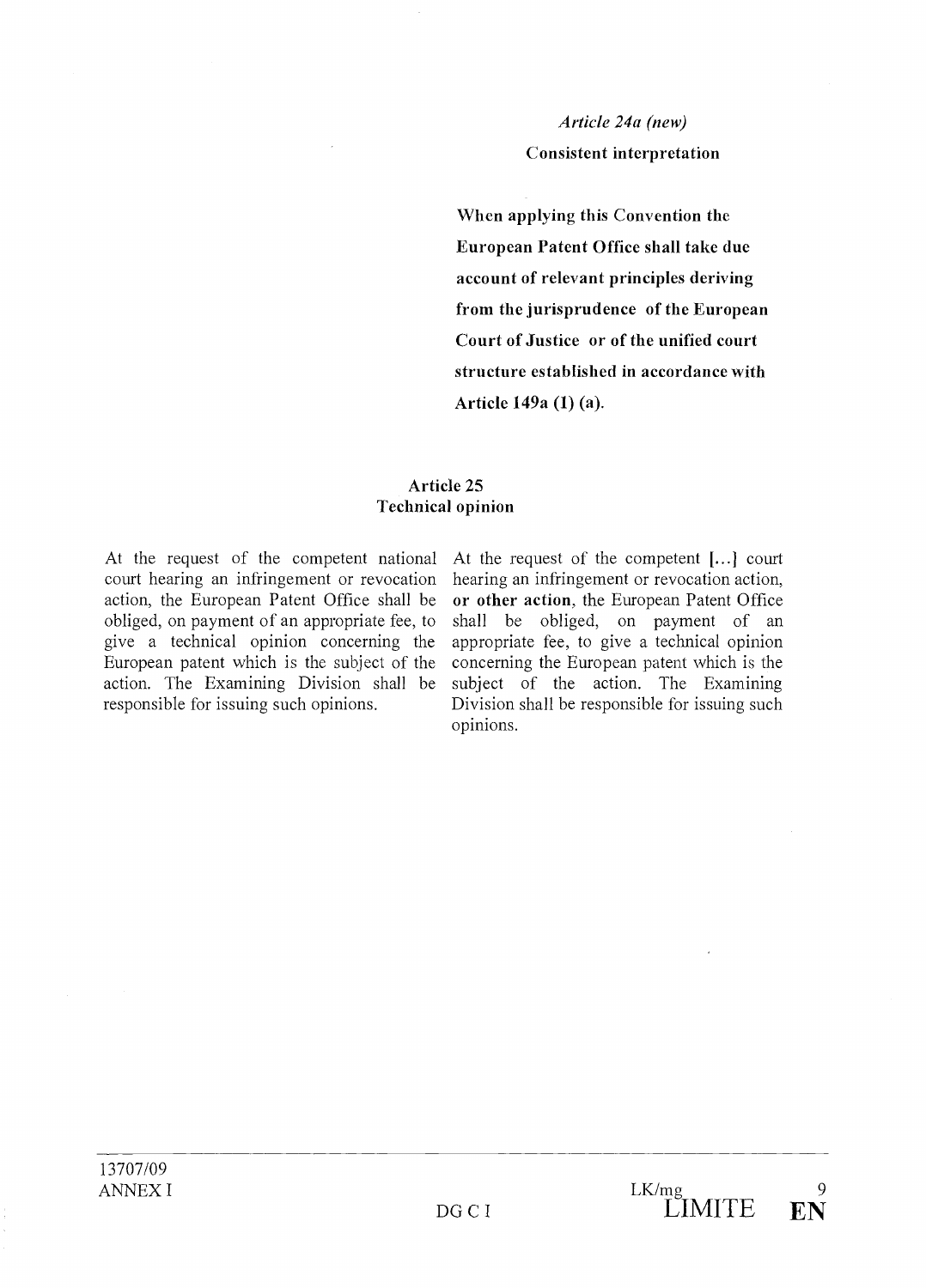*Article 24a (new)*

**Consistent interpretation**

**When applying this Convention the European Patent Office shall take due account of relevant principles deriving from the jurisprudence of the European Court of Justice or of the unified court structure established in accordance with Article 149a (1) (a).**

**Article 25**
**Technical opinion**

| | |
|---|---|
| At the request of the competent national court hearing an infringement or revocation action, the European Patent Office shall be obliged, on payment of an appropriate fee, to give a technical opinion concerning the European patent which is the subject of the action. The Examining Division shall be responsible for issuing such opinions. | At the request of the competent [...] court hearing an infringement or revocation action, **or other action**, the European Patent Office shall be obliged, on payment of an appropriate fee, to give a technical opinion concerning the European patent which is the subject of the action. The Examining Division shall be responsible for issuing such opinions. |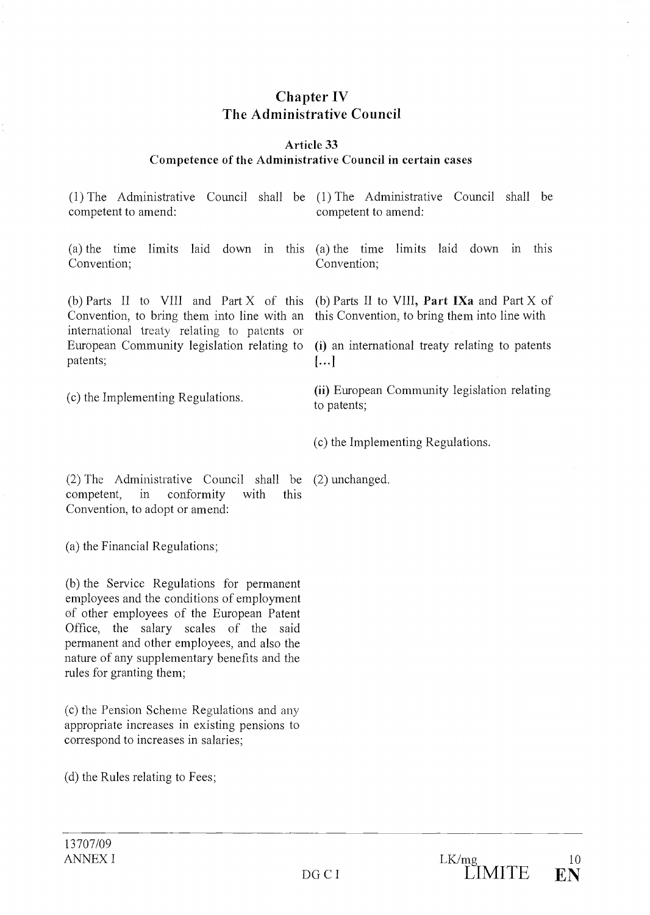## Chapter IV
## The Administrative Council

### Article 33
### Competence of the Administrative Council in certain cases

| | |
|---|---|
| (1) The Administrative Council shall be competent to amend: | (1) The Administrative Council shall be competent to amend: |
| (a) the time limits laid down in this Convention; | (a) the time limits laid down in this Convention; |
| (b) Parts II to VIII and Part X of this Convention, to bring them into line with an international treaty relating to patents or European Community legislation relating to patents; | (b) Parts II to VIII, **Part IXa** and Part X of this Convention, to bring them into line with<br><br>**(i)** an international treaty relating to patents **[…]**<br><br>**(ii)** European Community legislation relating to patents; |
| (c) the Implementing Regulations. | (c) the Implementing Regulations. |
| (2) The Administrative Council shall be competent, in conformity with this Convention, to adopt or amend:<br><br>(a) the Financial Regulations;<br><br>(b) the Service Regulations for permanent employees and the conditions of employment of other employees of the European Patent Office, the salary scales of the said permanent and other employees, and also the nature of any supplementary benefits and the rules for granting them;<br><br>(c) the Pension Scheme Regulations and any appropriate increases in existing pensions to correspond to increases in salaries;<br><br>(d) the Rules relating to Fees; | (2) unchanged. |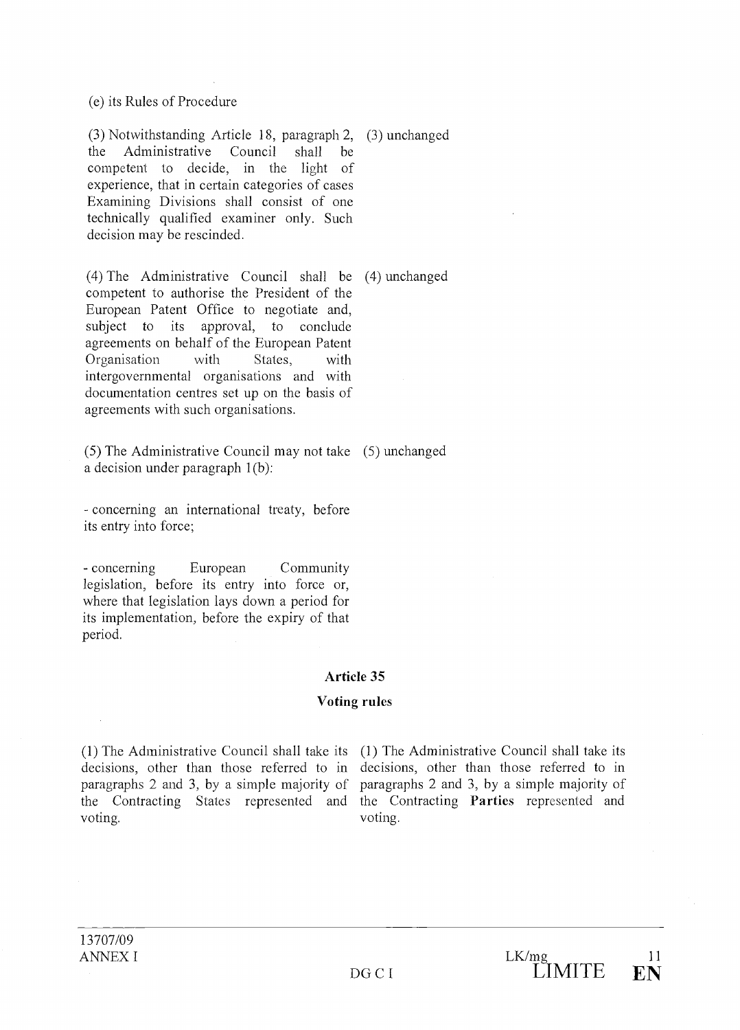(e) its Rules of Procedure

| | |
|---|---|
| (3) Notwithstanding Article 18, paragraph 2, the Administrative Council shall be competent to decide, in the light of experience, that in certain categories of cases Examining Divisions shall consist of one technically qualified examiner only. Such decision may be rescinded. | (3) unchanged |
| (4) The Administrative Council shall be competent to authorise the President of the European Patent Office to negotiate and, subject to its approval, to conclude agreements on behalf of the European Patent Organisation with States, with intergovernmental organisations and with documentation centres set up on the basis of agreements with such organisations. | (4) unchanged |
| (5) The Administrative Council may not take a decision under paragraph 1(b):<br><br>- concerning an international treaty, before its entry into force;<br><br>- concerning European Community legislation, before its entry into force or, where that legislation lays down a period for its implementation, before the expiry of that period. | (5) unchanged |

## Article 35

### Voting rules

| | |
|---|---|
| (1) The Administrative Council shall take its decisions, other than those referred to in paragraphs 2 and 3, by a simple majority of the Contracting States represented and voting. | (1) The Administrative Council shall take its decisions, other than those referred to in paragraphs 2 and 3, by a simple majority of the Contracting **Parties** represented and voting. |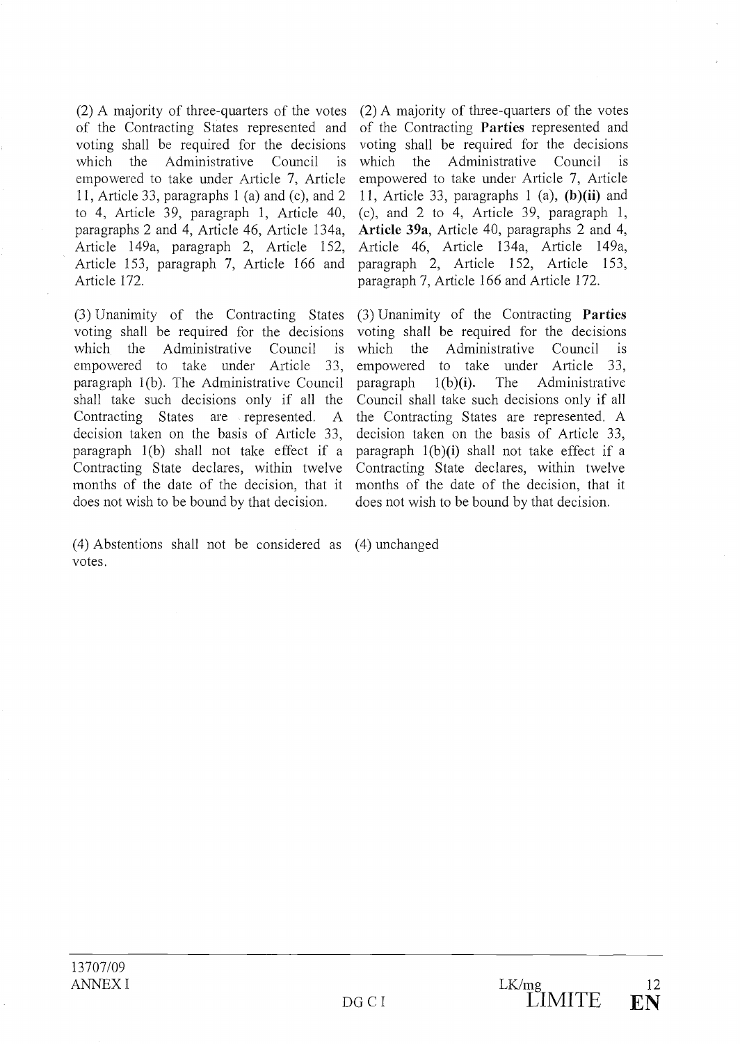| | |
|---|---|
| (2) A majority of three-quarters of the votes of the Contracting States represented and voting shall be required for the decisions which the Administrative Council is empowered to take under Article 7, Article 11, Article 33, paragraphs 1 (a) and (c), and 2 to 4, Article 39, paragraph 1, Article 40, paragraphs 2 and 4, Article 46, Article 134a, Article 149a, paragraph 2, Article 152, Article 153, paragraph 7, Article 166 and Article 172. | (2) A majority of three-quarters of the votes of the Contracting **Parties** represented and voting shall be required for the decisions which the Administrative Council is empowered to take under Article 7, Article 11, Article 33, paragraphs 1 (a), **(b)(ii)** and (c), and 2 to 4, Article 39, paragraph 1, **Article 39a**, Article 40, paragraphs 2 and 4, Article 46, Article 134a, Article 149a, paragraph 2, Article 152, Article 153, paragraph 7, Article 166 and Article 172. |
| (3) Unanimity of the Contracting States voting shall be required for the decisions which the Administrative Council is empowered to take under Article 33, paragraph 1(b). The Administrative Council shall take such decisions only if all the Contracting States are represented. A decision taken on the basis of Article 33, paragraph 1(b) shall not take effect if a Contracting State declares, within twelve months of the date of the decision, that it does not wish to be bound by that decision. | (3) Unanimity of the Contracting **Parties** voting shall be required for the decisions which the Administrative Council is empowered to take under Article 33, paragraph 1(b)**(i)**. The Administrative Council shall take such decisions only if all the Contracting States are represented. A decision taken on the basis of Article 33, paragraph 1(b)**(i)** shall not take effect if a Contracting State declares, within twelve months of the date of the decision, that it does not wish to be bound by that decision. |
| (4) Abstentions shall not be considered as votes. | (4) unchanged |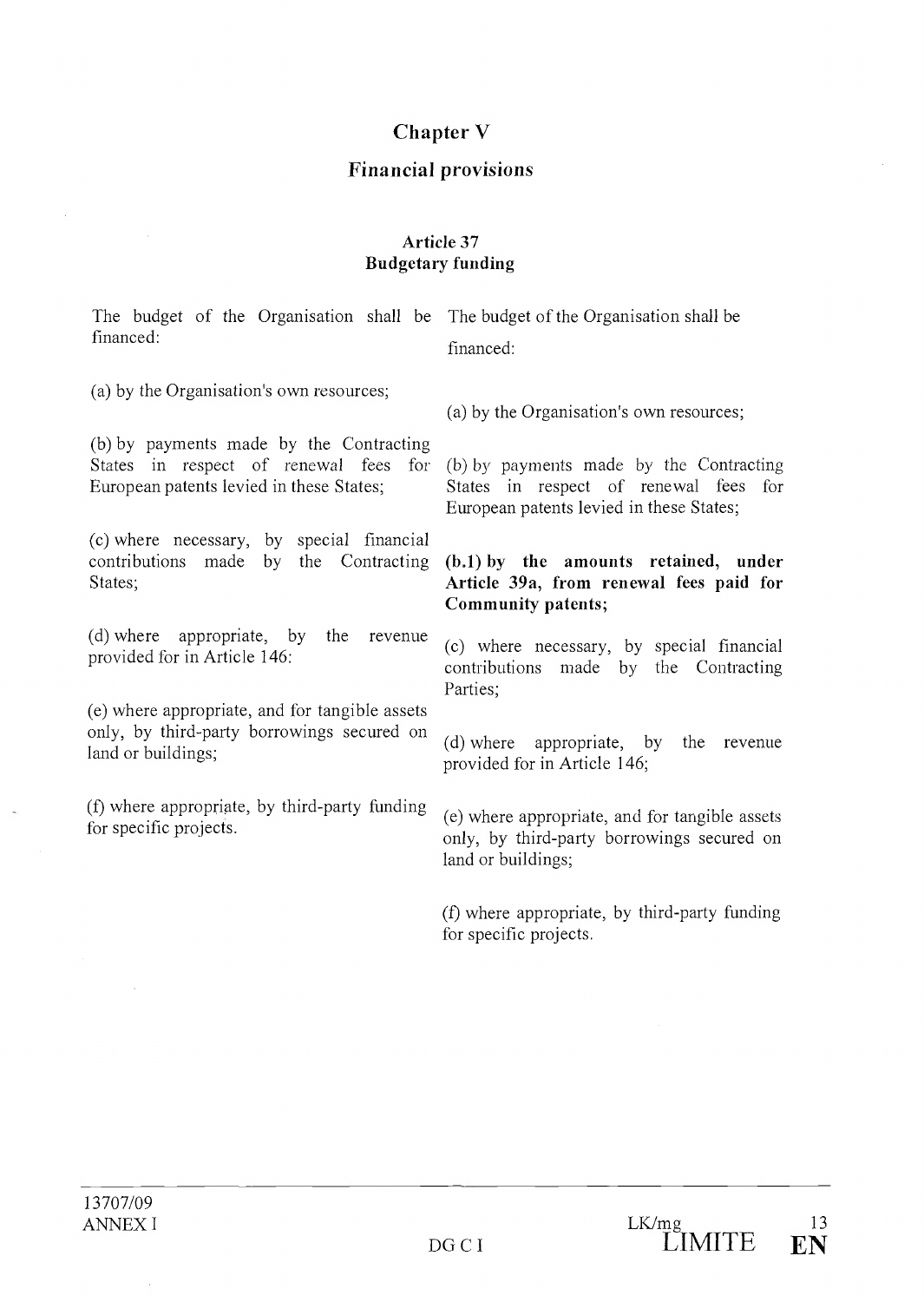## Chapter V

## Financial provisions

### Article 37
### Budgetary funding

| | |
|---|---|
| The budget of the Organisation shall be financed: | The budget of the Organisation shall be financed: |
| (a) by the Organisation's own resources; | (a) by the Organisation's own resources; |
| (b) by payments made by the Contracting States in respect of renewal fees for European patents levied in these States; | (b) by payments made by the Contracting States in respect of renewal fees for European patents levied in these States; |
| | **(b.1) by the amounts retained, under Article 39a, from renewal fees paid for Community patents;** |
| (c) where necessary, by special financial contributions made by the Contracting States; | (c) where necessary, by special financial contributions made by the Contracting Parties; |
| (d) where appropriate, by the revenue provided for in Article 146; | (d) where appropriate, by the revenue provided for in Article 146; |
| (e) where appropriate, and for tangible assets only, by third-party borrowings secured on land or buildings; | (e) where appropriate, and for tangible assets only, by third-party borrowings secured on land or buildings; |
| (f) where appropriate, by third-party funding for specific projects. | (f) where appropriate, by third-party funding for specific projects. |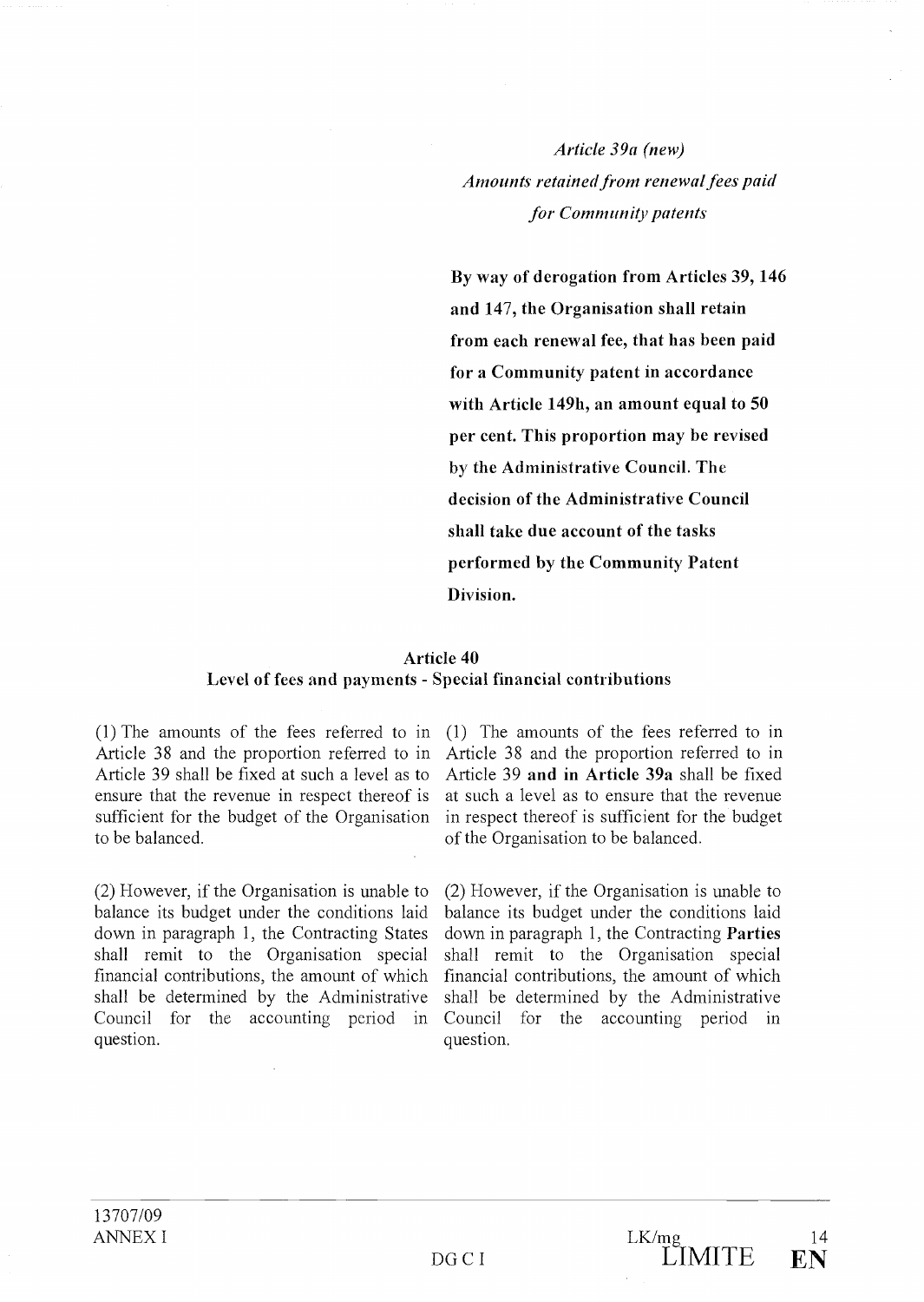| | *Article 39a (new)*<br>*Amounts retained from renewal fees paid for Community patents*<br><br>**By way of derogation from Articles 39, 146 and 147, the Organisation shall retain from each renewal fee, that has been paid for a Community patent in accordance with Article 149h, an amount equal to 50 per cent. This proportion may be revised by the Administrative Council. The decision of the Administrative Council shall take due account of the tasks performed by the Community Patent Division.** |
|---|---|

**Article 40**
**Level of fees and payments - Special financial contributions**

| | |
|---|---|
| (1) The amounts of the fees referred to in Article 38 and the proportion referred to in Article 39 shall be fixed at such a level as to ensure that the revenue in respect thereof is sufficient for the budget of the Organisation to be balanced. | (1) The amounts of the fees referred to in Article 38 and the proportion referred to in Article 39 **and in Article 39a** shall be fixed at such a level as to ensure that the revenue in respect thereof is sufficient for the budget of the Organisation to be balanced. |
| (2) However, if the Organisation is unable to balance its budget under the conditions laid down in paragraph 1, the Contracting States shall remit to the Organisation special financial contributions, the amount of which shall be determined by the Administrative Council for the accounting period in question. | (2) However, if the Organisation is unable to balance its budget under the conditions laid down in paragraph 1, the Contracting **Parties** shall remit to the Organisation special financial contributions, the amount of which shall be determined by the Administrative Council for the accounting period in question. |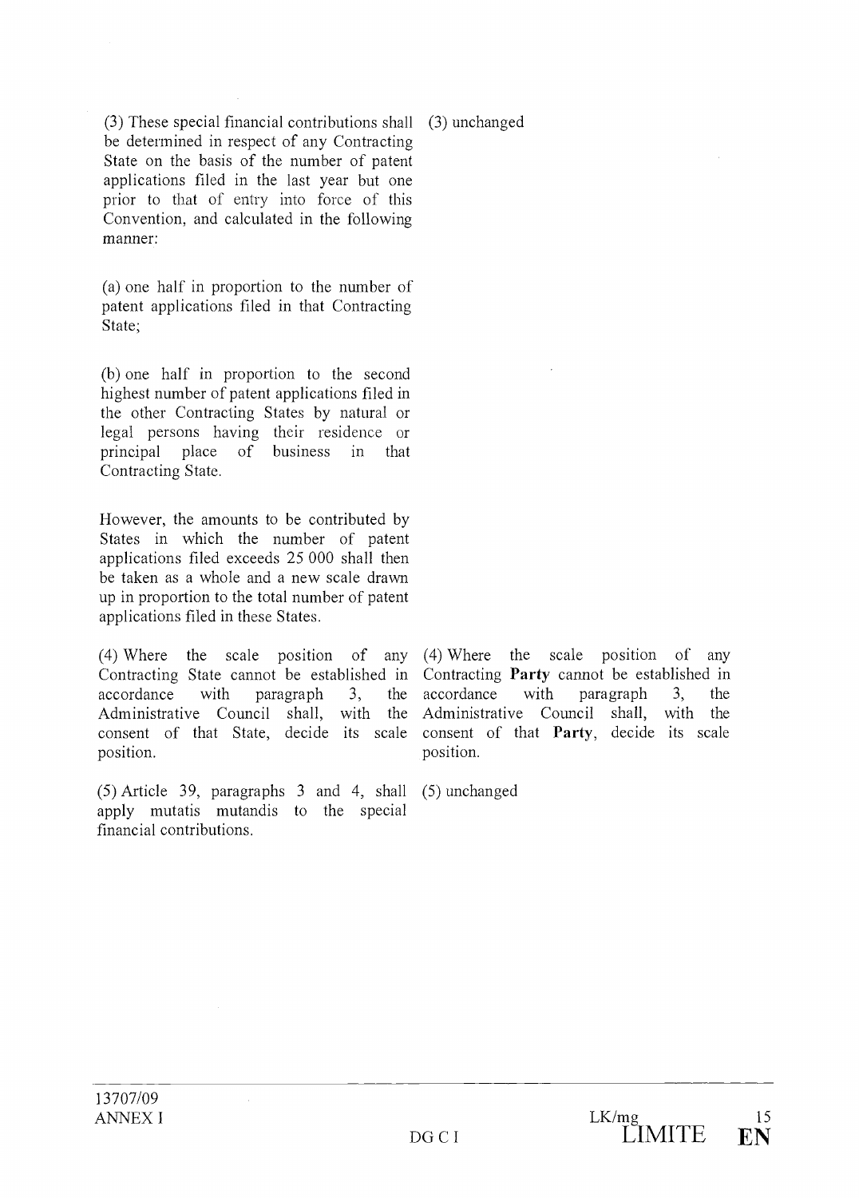| | |
|---|---|
| (3) These special financial contributions shall be determined in respect of any Contracting State on the basis of the number of patent applications filed in the last year but one prior to that of entry into force of this Convention, and calculated in the following manner: | (3) unchanged |
| (a) one half in proportion to the number of patent applications filed in that Contracting State; | |
| (b) one half in proportion to the second highest number of patent applications filed in the other Contracting States by natural or legal persons having their residence or principal place of business in that Contracting State. | |
| However, the amounts to be contributed by States in which the number of patent applications filed exceeds 25 000 shall then be taken as a whole and a new scale drawn up in proportion to the total number of patent applications filed in these States. | |
| (4) Where the scale position of any Contracting State cannot be established in accordance with paragraph 3, the Administrative Council shall, with the consent of that State, decide its scale position. | (4) Where the scale position of any Contracting **Party** cannot be established in accordance with paragraph 3, the Administrative Council shall, with the consent of that **Party**, decide its scale position. |
| (5) Article 39, paragraphs 3 and 4, shall apply mutatis mutandis to the special financial contributions. | (5) unchanged |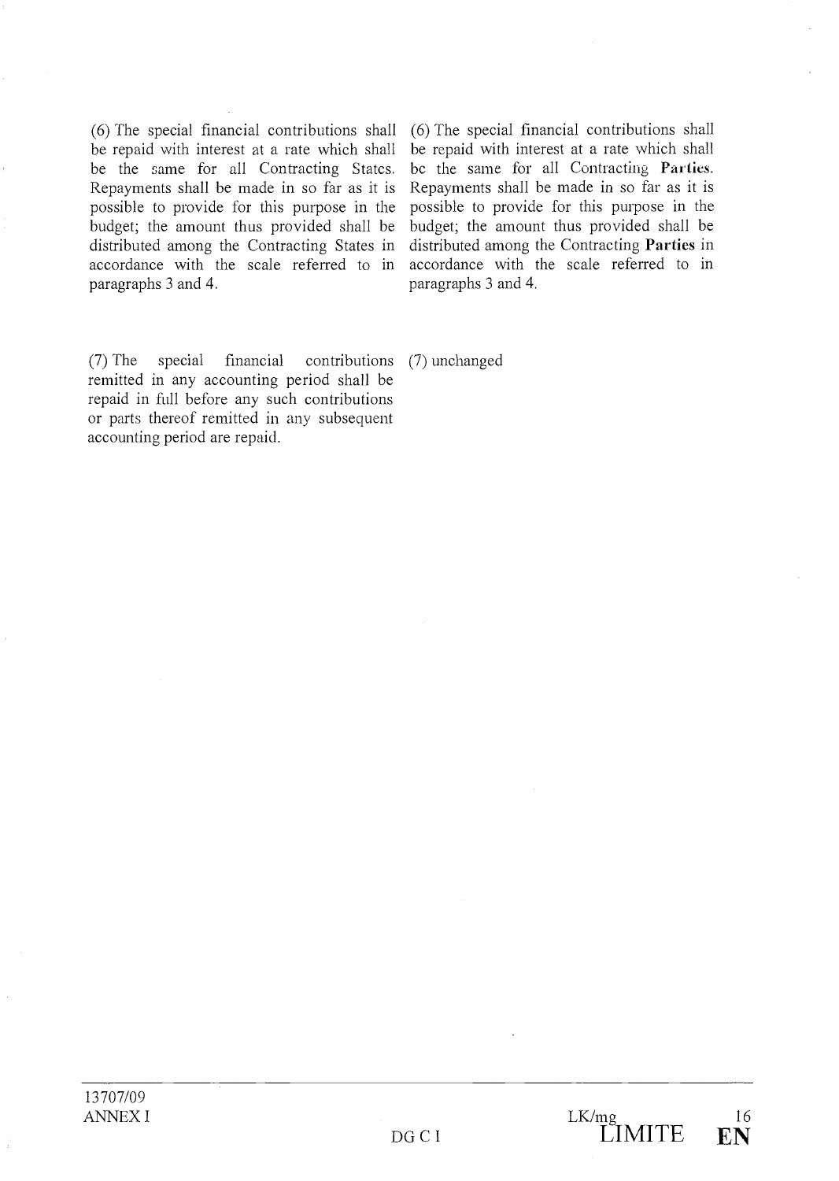| | |
|---|---|
| (6) The special financial contributions shall be repaid with interest at a rate which shall be the same for all Contracting States. Repayments shall be made in so far as it is possible to provide for this purpose in the budget; the amount thus provided shall be distributed among the Contracting States in accordance with the scale referred to in paragraphs 3 and 4. | (6) The special financial contributions shall be repaid with interest at a rate which shall be the same for all Contracting **Parties**. Repayments shall be made in so far as it is possible to provide for this purpose in the budget; the amount thus provided shall be distributed among the Contracting **Parties** in accordance with the scale referred to in paragraphs 3 and 4. |
| (7) The special financial contributions remitted in any accounting period shall be repaid in full before any such contributions or parts thereof remitted in any subsequent accounting period are repaid. | (7) unchanged |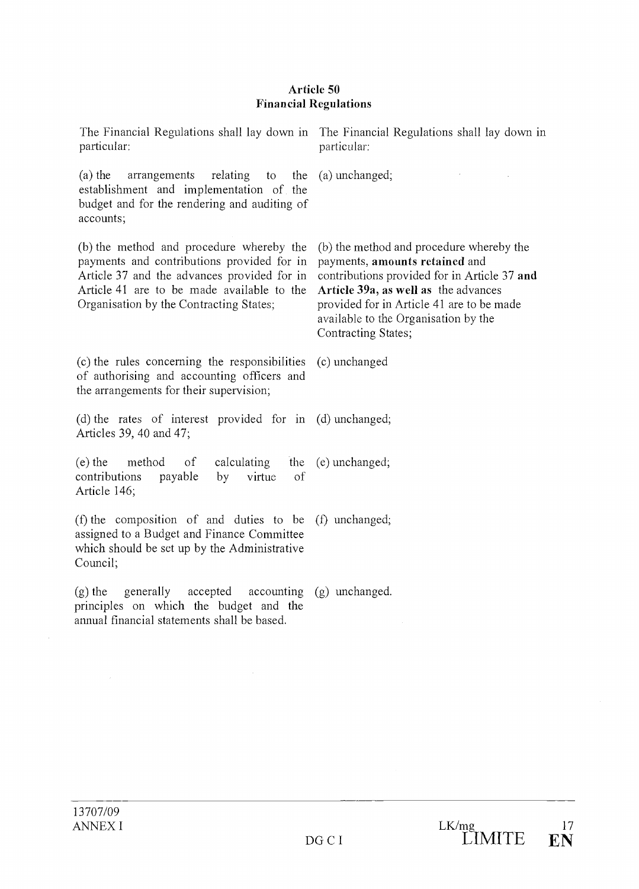**Article 50**
**Financial Regulations**

| | |
|---|---|
| The Financial Regulations shall lay down in particular: | The Financial Regulations shall lay down in particular: |
| (a) the arrangements relating to the establishment and implementation of the budget and for the rendering and auditing of accounts; | (a) unchanged; |
| (b) the method and procedure whereby the payments and contributions provided for in Article 37 and the advances provided for in Article 41 are to be made available to the Organisation by the Contracting States; | (b) the method and procedure whereby the payments, **amounts retained** and contributions provided for in Article 37 **and Article 39a, as well as** the advances provided for in Article 41 are to be made available to the Organisation by the Contracting States; |
| (c) the rules concerning the responsibilities of authorising and accounting officers and the arrangements for their supervision; | (c) unchanged |
| (d) the rates of interest provided for in Articles 39, 40 and 47; | (d) unchanged; |
| (e) the method of calculating the contributions payable by virtue of Article 146; | (e) unchanged; |
| (f) the composition of and duties to be assigned to a Budget and Finance Committee which should be set up by the Administrative Council; | (f) unchanged; |
| (g) the generally accepted accounting principles on which the budget and the annual financial statements shall be based. | (g) unchanged. |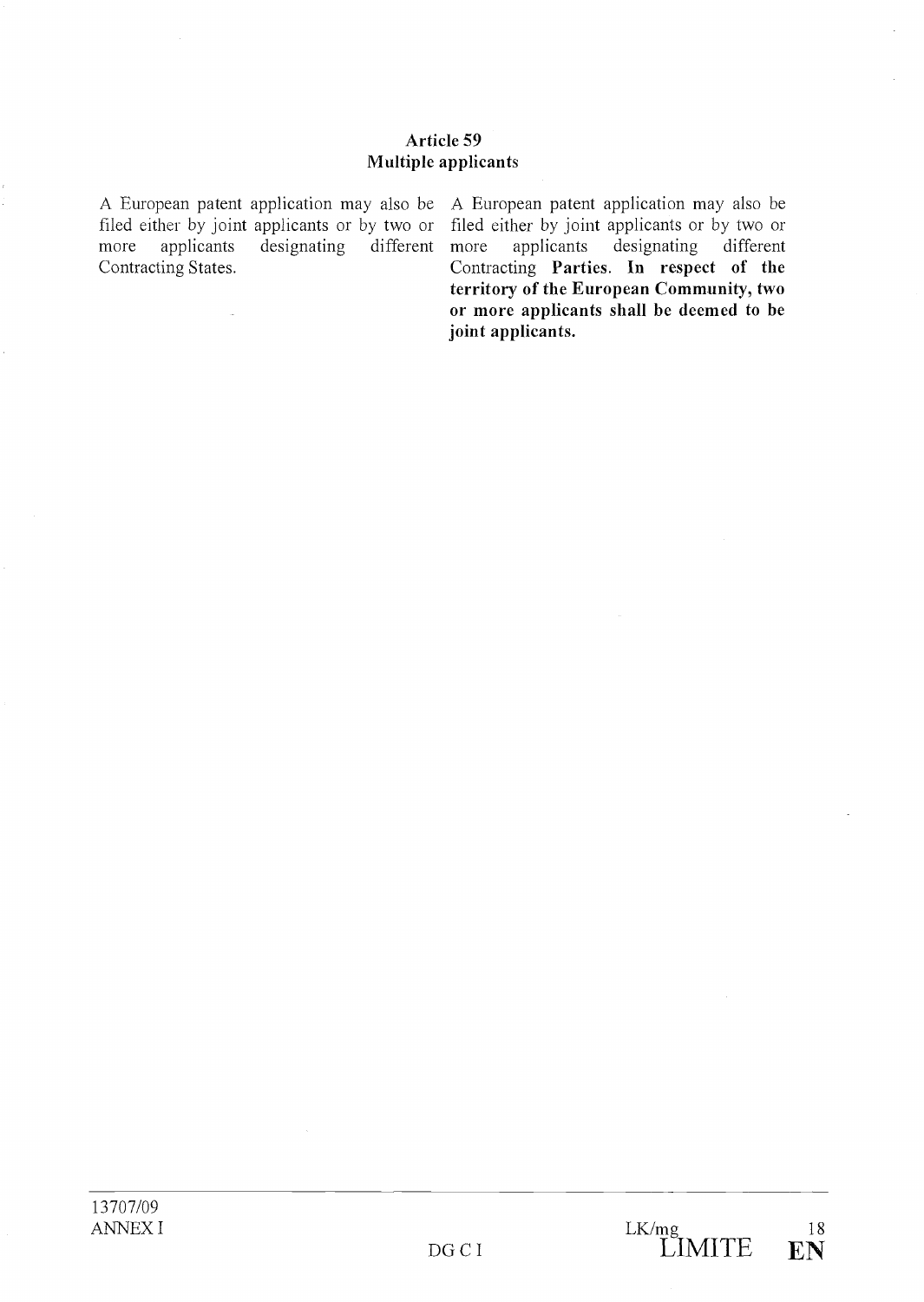**Article 59**
**Multiple applicants**

| | |
|---|---|
| A European patent application may also be filed either by joint applicants or by two or more applicants designating different Contracting States. | A European patent application may also be filed either by joint applicants or by two or more applicants designating different Contracting **Parties**. **In respect of the territory of the European Community, two or more applicants shall be deemed to be joint applicants.** |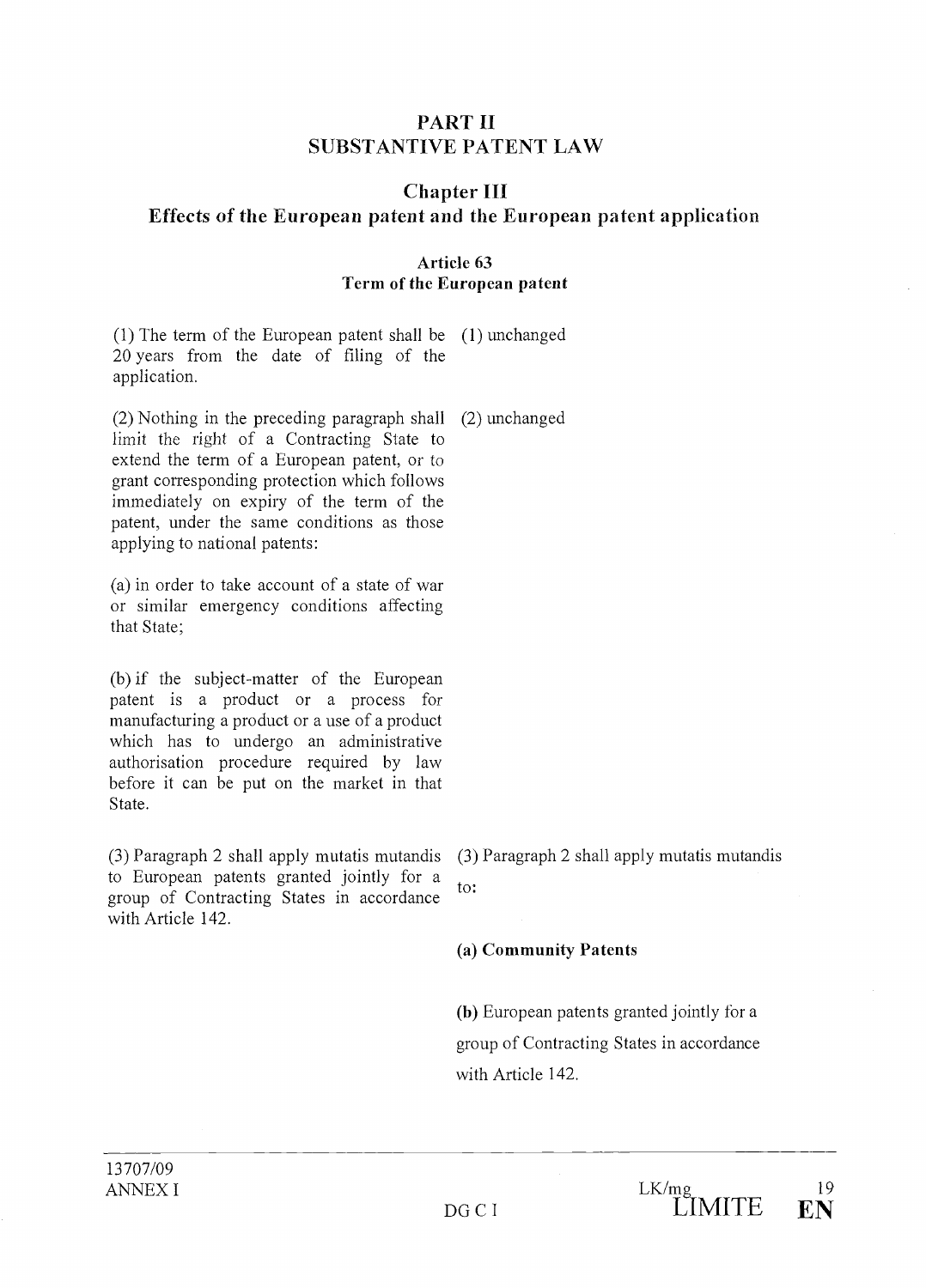# PART II
# SUBSTANTIVE PATENT LAW

## Chapter III
## Effects of the European patent and the European patent application

### Article 63
### Term of the European patent

| | |
|---|---|
| (1) The term of the European patent shall be 20 years from the date of filing of the application. | (1) unchanged |
| (2) Nothing in the preceding paragraph shall limit the right of a Contracting State to extend the term of a European patent, or to grant corresponding protection which follows immediately on expiry of the term of the patent, under the same conditions as those applying to national patents: | (2) unchanged |
| (a) in order to take account of a state of war or similar emergency conditions affecting that State; | |
| (b) if the subject-matter of the European patent is a product or a process for manufacturing a product or a use of a product which has to undergo an administrative authorisation procedure required by law before it can be put on the market in that State. | |
| (3) Paragraph 2 shall apply mutatis mutandis to European patents granted jointly for a group of Contracting States in accordance with Article 142. | (3) Paragraph 2 shall apply mutatis mutandis to: |
| | **(a) Community Patents** |
| | **(b)** European patents granted jointly for a group of Contracting States in accordance with Article 142. |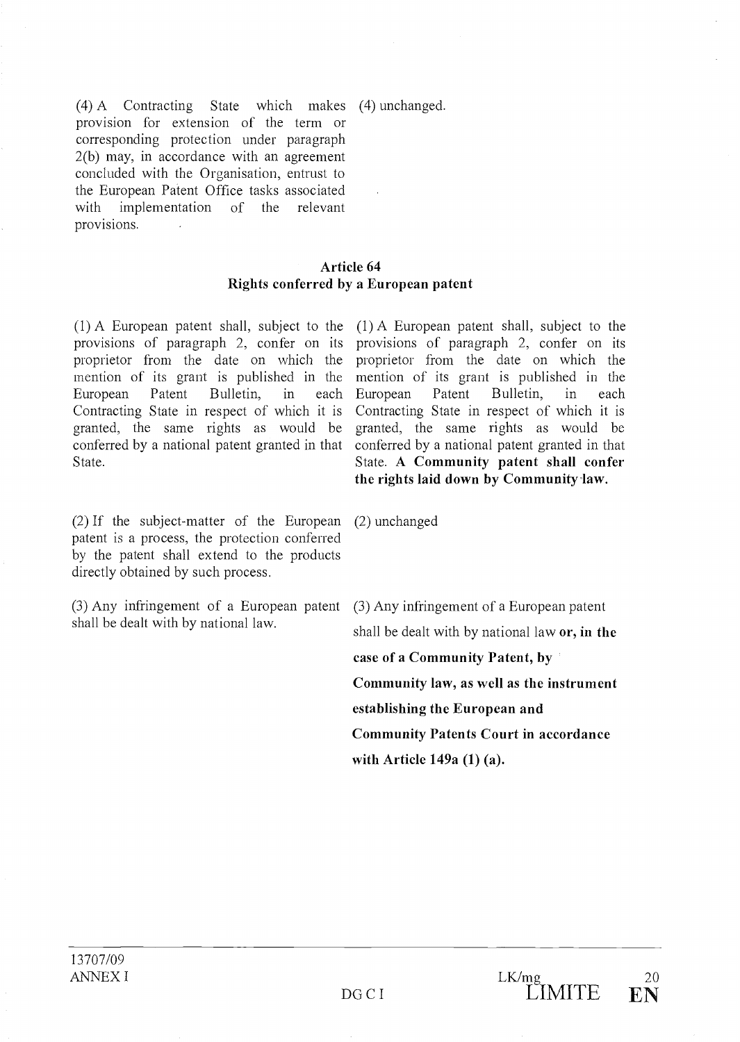| | |
|---|---|
| (4) A Contracting State which makes provision for extension of the term or corresponding protection under paragraph 2(b) may, in accordance with an agreement concluded with the Organisation, entrust to the European Patent Office tasks associated with implementation of the relevant provisions. | (4) unchanged. |

### Article 64
### Rights conferred by a European patent

| | |
|---|---|
| (1) A European patent shall, subject to the provisions of paragraph 2, confer on its proprietor from the date on which the mention of its grant is published in the European Patent Bulletin, in each Contracting State in respect of which it is granted, the same rights as would be conferred by a national patent granted in that State. | (1) A European patent shall, subject to the provisions of paragraph 2, confer on its proprietor from the date on which the mention of its grant is published in the European Patent Bulletin, in each Contracting State in respect of which it is granted, the same rights as would be conferred by a national patent granted in that State. **A Community patent shall confer the rights laid down by Community law.** |
| (2) If the subject-matter of the European patent is a process, the protection conferred by the patent shall extend to the products directly obtained by such process. | (2) unchanged |
| (3) Any infringement of a European patent shall be dealt with by national law. | (3) Any infringement of a European patent shall be dealt with by national law **or, in the case of a Community Patent, by Community law, as well as the instrument establishing the European and Community Patents Court in accordance with Article 149a (1) (a).** |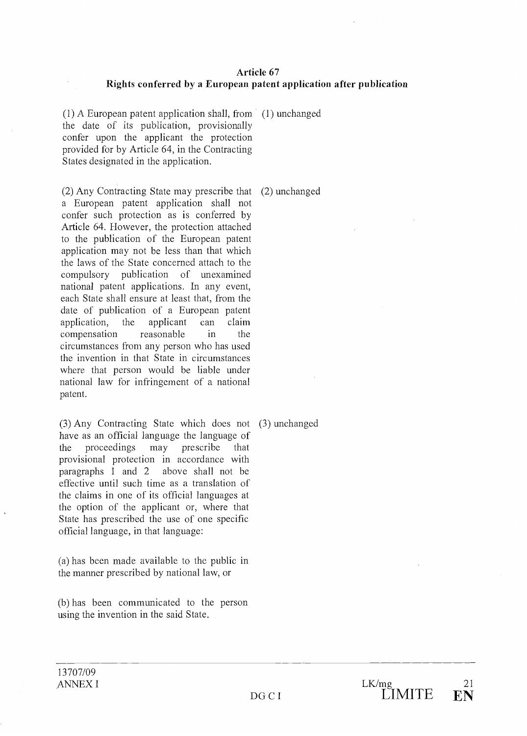**Article 67**
**Rights conferred by a European patent application after publication**

| | |
|---|---|
| (1) A European patent application shall, from the date of its publication, provisionally confer upon the applicant the protection provided for by Article 64, in the Contracting States designated in the application. | (1) unchanged |
| (2) Any Contracting State may prescribe that a European patent application shall not confer such protection as is conferred by Article 64. However, the protection attached to the publication of the European patent application may not be less than that which the laws of the State concerned attach to the compulsory publication of unexamined national patent applications. In any event, each State shall ensure at least that, from the date of publication of a European patent application, the applicant can claim compensation reasonable in the circumstances from any person who has used the invention in that State in circumstances where that person would be liable under national law for infringement of a national patent. | (2) unchanged |
| (3) Any Contracting State which does not have as an official language the language of the proceedings may prescribe that provisional protection in accordance with paragraphs 1 and 2 above shall not be effective until such time as a translation of the claims in one of its official languages at the option of the applicant or, where that State has prescribed the use of one specific official language, in that language:<br><br>(a) has been made available to the public in the manner prescribed by national law, or<br><br>(b) has been communicated to the person using the invention in the said State. | (3) unchanged |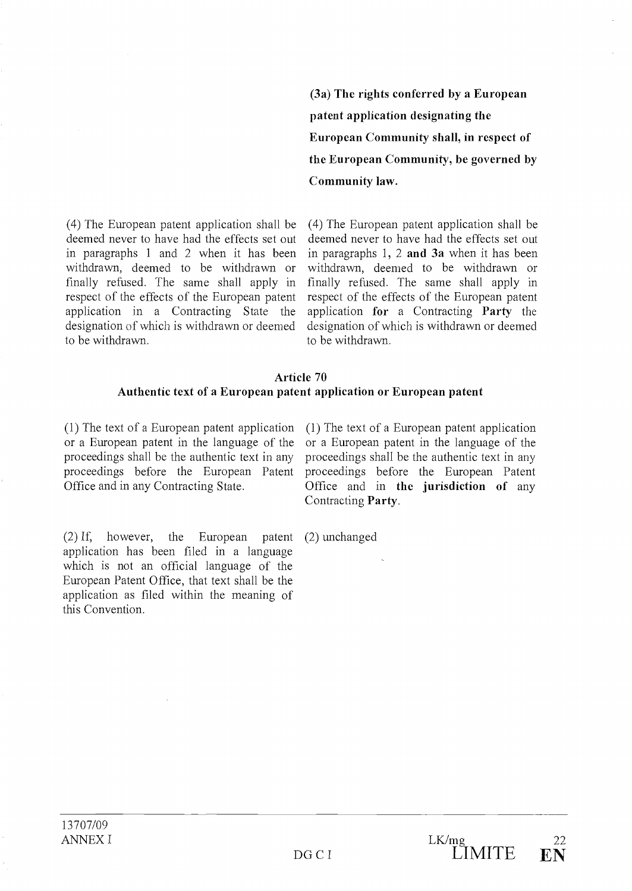| | |
|---|---|
| | **(3a) The rights conferred by a European patent application designating the European Community shall, in respect of the European Community, be governed by Community law.** |
| (4) The European patent application shall be deemed never to have had the effects set out in paragraphs 1 and 2 when it has been withdrawn, deemed to be withdrawn or finally refused. The same shall apply in respect of the effects of the European patent application in a Contracting State the designation of which is withdrawn or deemed to be withdrawn. | (4) The European patent application shall be deemed never to have had the effects set out in paragraphs 1, 2 **and 3a** when it has been withdrawn, deemed to be withdrawn or finally refused. The same shall apply in respect of the effects of the European patent application **for** a Contracting **Party** the designation of which is withdrawn or deemed to be withdrawn. |

### Article 70
### Authentic text of a European patent application or European patent

| | |
|---|---|
| (1) The text of a European patent application or a European patent in the language of the proceedings shall be the authentic text in any proceedings before the European Patent Office and in any Contracting State. | (1) The text of a European patent application or a European patent in the language of the proceedings shall be the authentic text in any proceedings before the European Patent Office and in **the jurisdiction of** any Contracting **Party**. |
| (2) If, however, the European patent application has been filed in a language which is not an official language of the European Patent Office, that text shall be the application as filed within the meaning of this Convention. | (2) unchanged |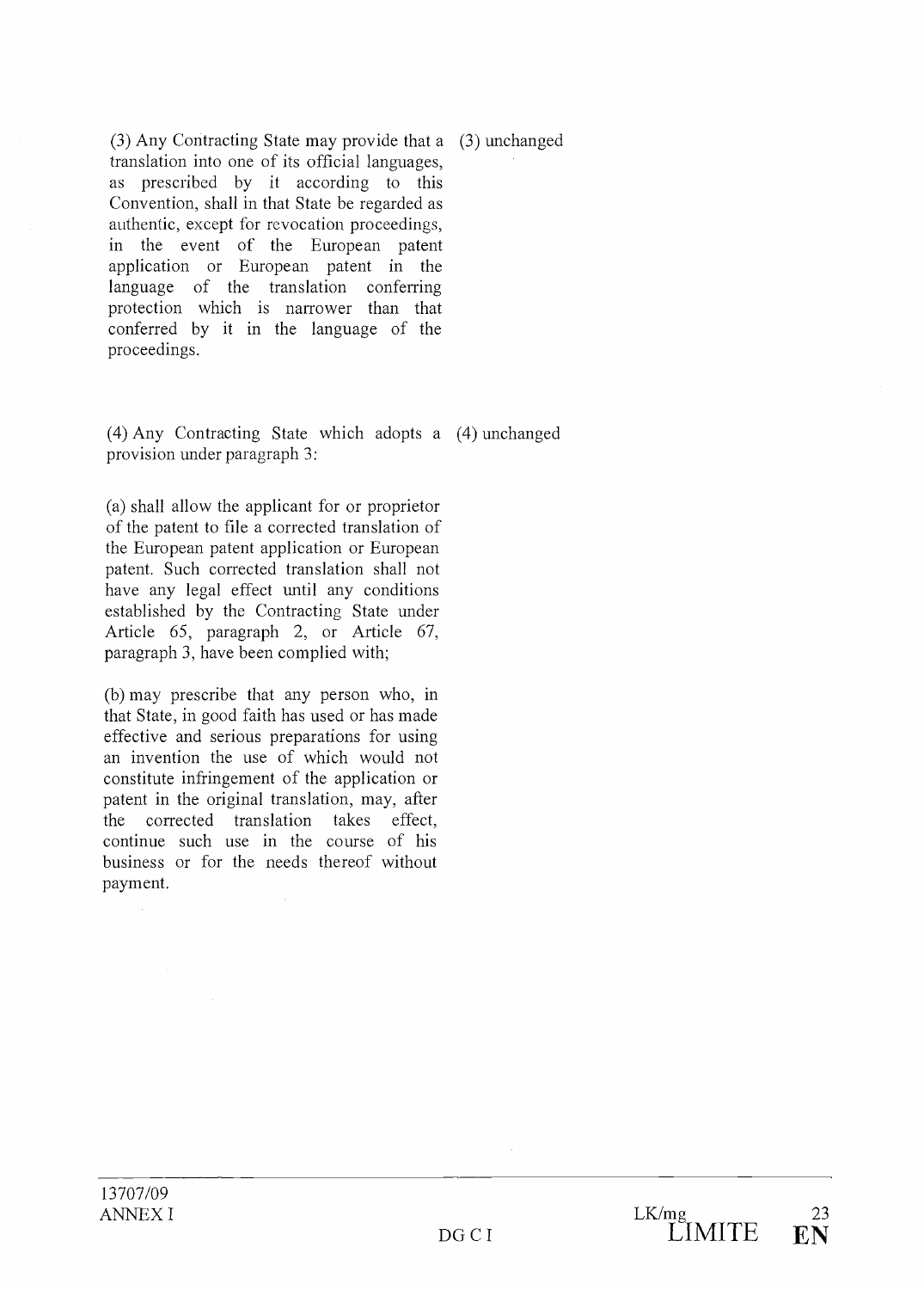| | |
|---|---|
| (3) Any Contracting State may provide that a translation into one of its official languages, as prescribed by it according to this Convention, shall in that State be regarded as authentic, except for revocation proceedings, in the event of the European patent application or European patent in the language of the translation conferring protection which is narrower than that conferred by it in the language of the proceedings. | (3) unchanged |
| (4) Any Contracting State which adopts a provision under paragraph 3: | (4) unchanged |
| (a) shall allow the applicant for or proprietor of the patent to file a corrected translation of the European patent application or European patent. Such corrected translation shall not have any legal effect until any conditions established by the Contracting State under Article 65, paragraph 2, or Article 67, paragraph 3, have been complied with; | |
| (b) may prescribe that any person who, in that State, in good faith has used or has made effective and serious preparations for using an invention the use of which would not constitute infringement of the application or patent in the original translation, may, after the corrected translation takes effect, continue such use in the course of his business or for the needs thereof without payment. | |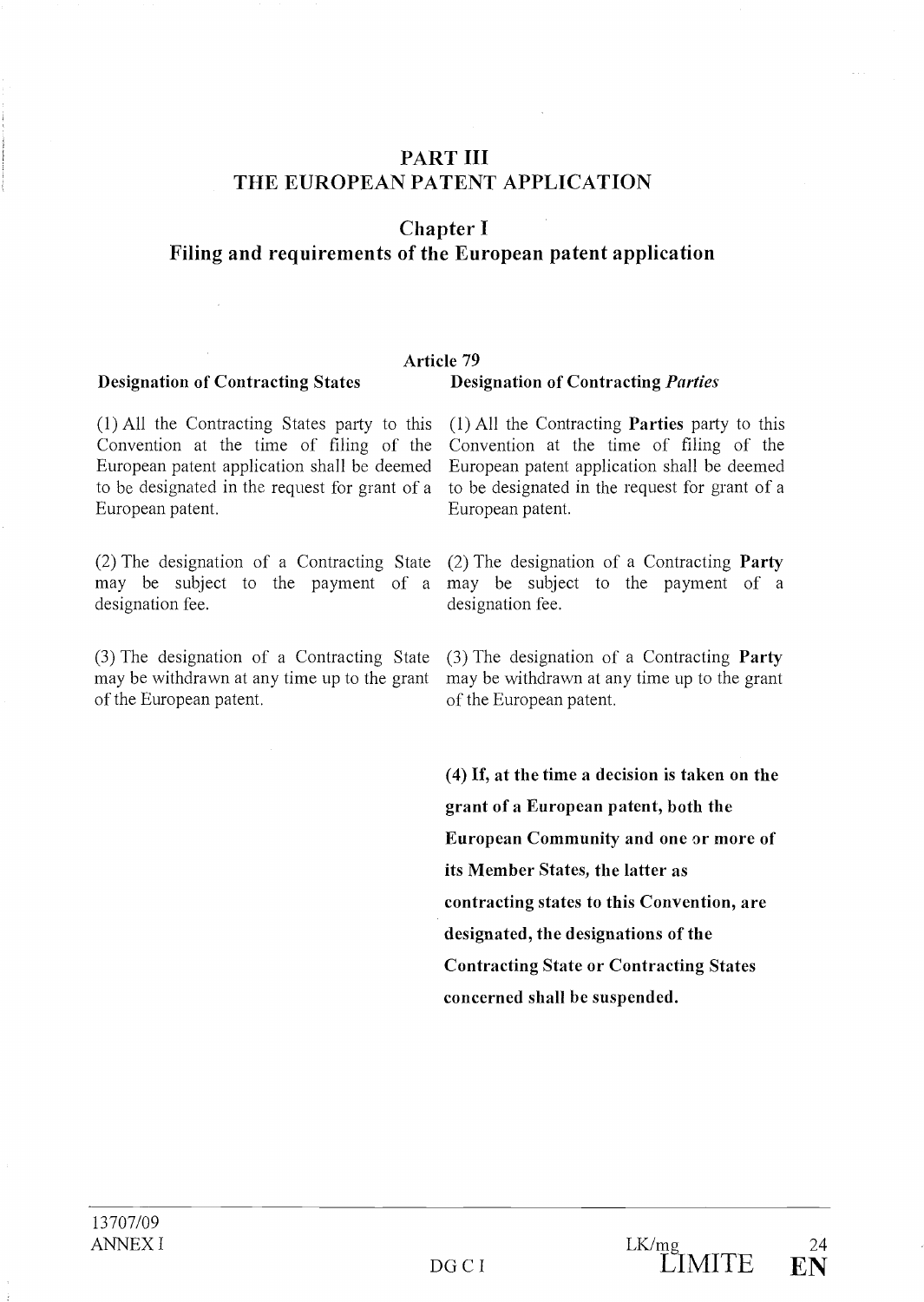# PART III
# THE EUROPEAN PATENT APPLICATION

## Chapter I
## Filing and requirements of the European patent application

### Article 79

| Designation of Contracting States | Designation of Contracting *Parties* |
| --- | --- |
| (1) All the Contracting States party to this Convention at the time of filing of the European patent application shall be deemed to be designated in the request for grant of a European patent. | (1) All the Contracting **Parties** party to this Convention at the time of filing of the European patent application shall be deemed to be designated in the request for grant of a European patent. |
| (2) The designation of a Contracting State may be subject to the payment of a designation fee. | (2) The designation of a Contracting **Party** may be subject to the payment of a designation fee. |
| (3) The designation of a Contracting State may be withdrawn at any time up to the grant of the European patent. | (3) The designation of a Contracting **Party** may be withdrawn at any time up to the grant of the European patent. |
| | **(4) If, at the time a decision is taken on the grant of a European patent, both the European Community and one or more of its Member States, the latter as contracting states to this Convention, are designated, the designations of the Contracting State or Contracting States concerned shall be suspended.** |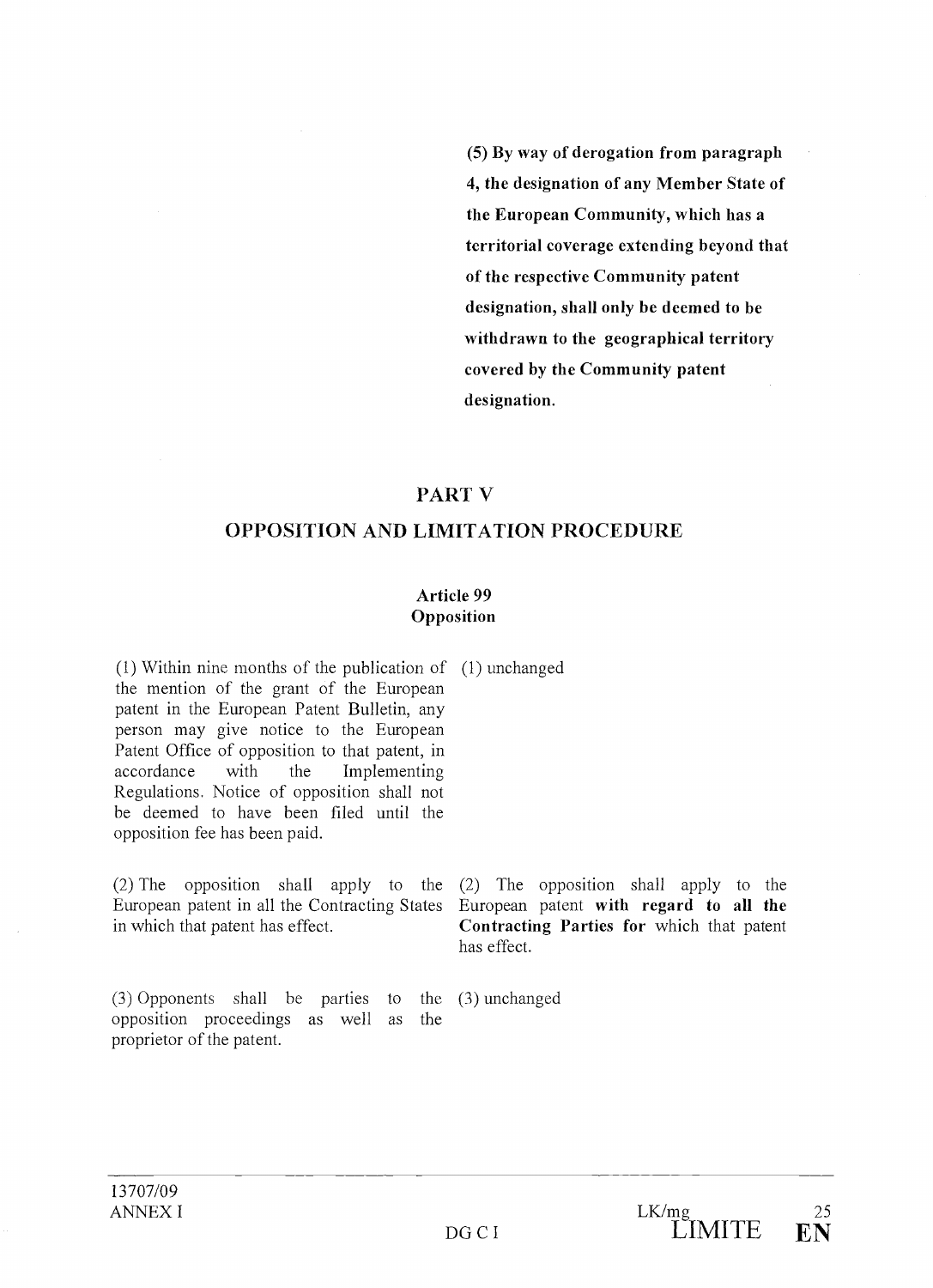**(5) By way of derogation from paragraph 4, the designation of any Member State of the European Community, which has a territorial coverage extending beyond that of the respective Community patent designation, shall only be deemed to be withdrawn to the geographical territory covered by the Community patent designation.**

## PART V

## OPPOSITION AND LIMITATION PROCEDURE

### Article 99
### Opposition

| | |
|---|---|
| (1) Within nine months of the publication of the mention of the grant of the European patent in the European Patent Bulletin, any person may give notice to the European Patent Office of opposition to that patent, in accordance with the Implementing Regulations. Notice of opposition shall not be deemed to have been filed until the opposition fee has been paid. | (1) unchanged |
| (2) The opposition shall apply to the European patent in all the Contracting States in which that patent has effect. | (2) The opposition shall apply to the European patent **with regard to all the Contracting Parties for** which that patent has effect. |
| (3) Opponents shall be parties to the opposition proceedings as well as the proprietor of the patent. | (3) unchanged |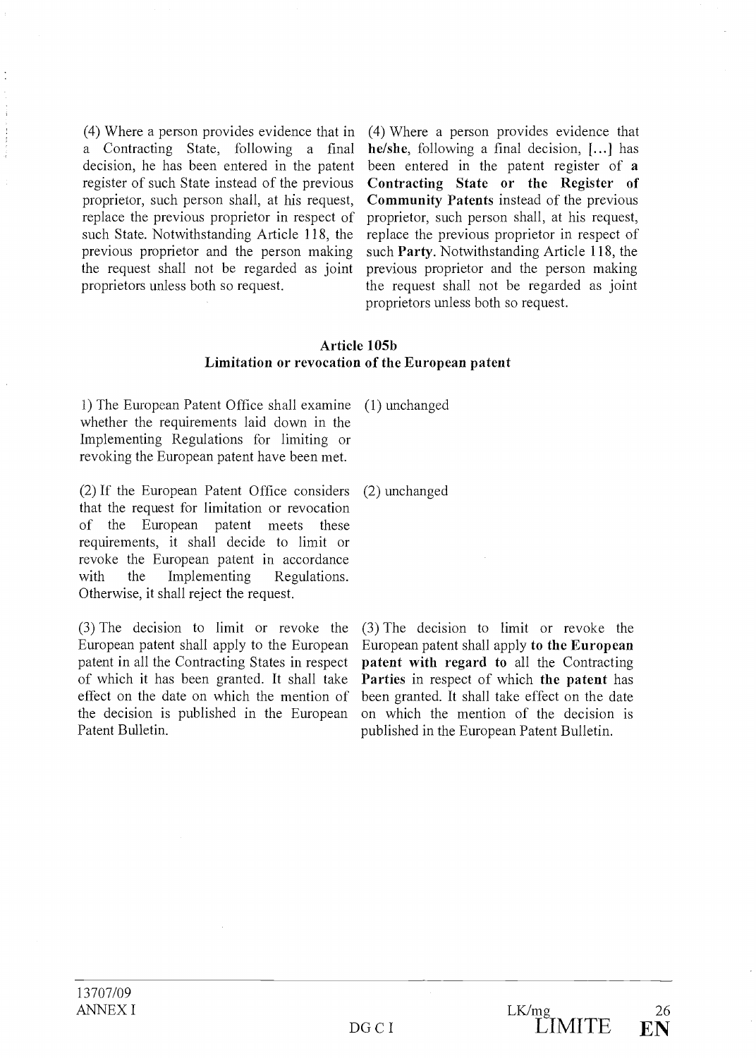| | |
|---|---|
| (4) Where a person provides evidence that in a Contracting State, following a final decision, he has been entered in the patent register of such State instead of the previous proprietor, such person shall, at his request, replace the previous proprietor in respect of such State. Notwithstanding Article 118, the previous proprietor and the person making the request shall not be regarded as joint proprietors unless both so request. | (4) Where a person provides evidence that **he/she**, following a final decision, **[...]** has been entered in the patent register of **a Contracting State or the Register of Community Patents** instead of the previous proprietor, such person shall, at his request, replace the previous proprietor in respect of such **Party**. Notwithstanding Article 118, the previous proprietor and the person making the request shall not be regarded as joint proprietors unless both so request. |

### Article 105b
### Limitation or revocation of the European patent

| | |
|---|---|
| 1) The European Patent Office shall examine whether the requirements laid down in the Implementing Regulations for limiting or revoking the European patent have been met. | (1) unchanged |
| (2) If the European Patent Office considers that the request for limitation or revocation of the European patent meets these requirements, it shall decide to limit or revoke the European patent in accordance with the Implementing Regulations. Otherwise, it shall reject the request. | (2) unchanged |
| (3) The decision to limit or revoke the European patent shall apply to the European patent in all the Contracting States in respect of which it has been granted. It shall take effect on the date on which the mention of the decision is published in the European Patent Bulletin. | (3) The decision to limit or revoke the European patent shall apply **to the European patent with regard to** all the Contracting **Parties** in respect of which **the patent** has been granted. It shall take effect on the date on which the mention of the decision is published in the European Patent Bulletin. |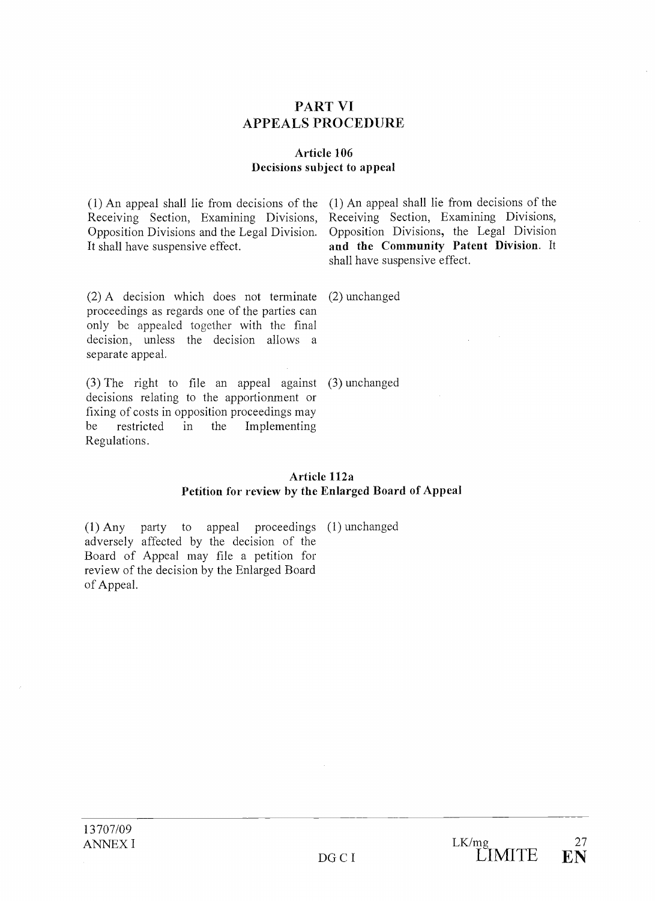# PART VI
# APPEALS PROCEDURE

## Article 106
## Decisions subject to appeal

| | |
|---|---|
| (1) An appeal shall lie from decisions of the Receiving Section, Examining Divisions, Opposition Divisions and the Legal Division. It shall have suspensive effect. | (1) An appeal shall lie from decisions of the Receiving Section, Examining Divisions, Opposition Divisions, the Legal Division **and the Community Patent Division**. It shall have suspensive effect. |
| (2) A decision which does not terminate proceedings as regards one of the parties can only be appealed together with the final decision, unless the decision allows a separate appeal. | (2) unchanged |
| (3) The right to file an appeal against decisions relating to the apportionment or fixing of costs in opposition proceedings may be restricted in the Implementing Regulations. | (3) unchanged |

## Article 112a
## Petition for review by the Enlarged Board of Appeal

| | |
|---|---|
| (1) Any party to appeal proceedings adversely affected by the decision of the Board of Appeal may file a petition for review of the decision by the Enlarged Board of Appeal. | (1) unchanged |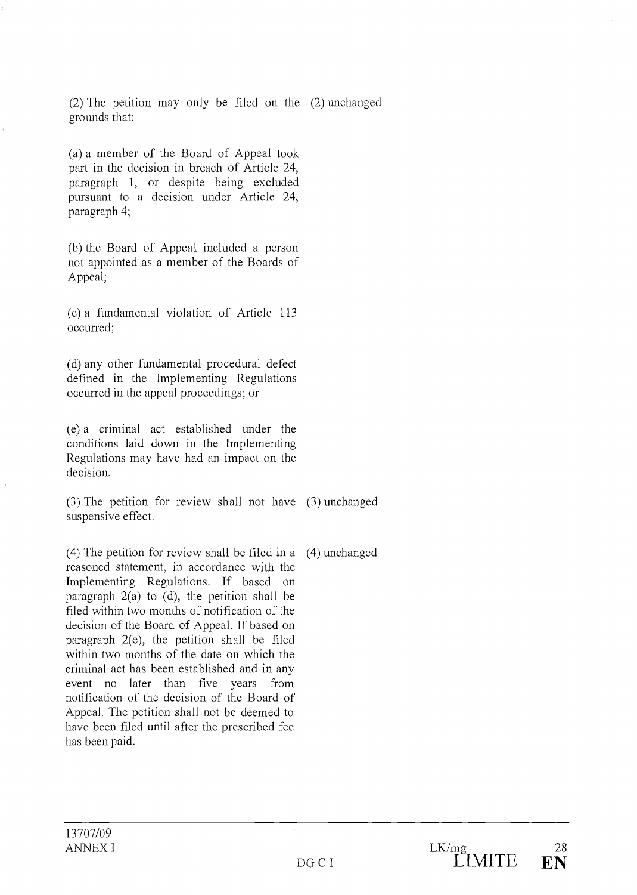| | |
|---|---|
| (2) The petition may only be filed on the grounds that: | (2) unchanged |
| (a) a member of the Board of Appeal took part in the decision in breach of Article 24, paragraph 1, or despite being excluded pursuant to a decision under Article 24, paragraph 4; | |
| (b) the Board of Appeal included a person not appointed as a member of the Boards of Appeal; | |
| (c) a fundamental violation of Article 113 occurred; | |
| (d) any other fundamental procedural defect defined in the Implementing Regulations occurred in the appeal proceedings; or | |
| (e) a criminal act established under the conditions laid down in the Implementing Regulations may have had an impact on the decision. | |
| (3) The petition for review shall not have suspensive effect. | (3) unchanged |
| (4) The petition for review shall be filed in a reasoned statement, in accordance with the Implementing Regulations. If based on paragraph 2(a) to (d), the petition shall be filed within two months of notification of the decision of the Board of Appeal. If based on paragraph 2(e), the petition shall be filed within two months of the date on which the criminal act has been established and in any event no later than five years from notification of the decision of the Board of Appeal. The petition shall not be deemed to have been filed until after the prescribed fee has been paid. | (4) unchanged |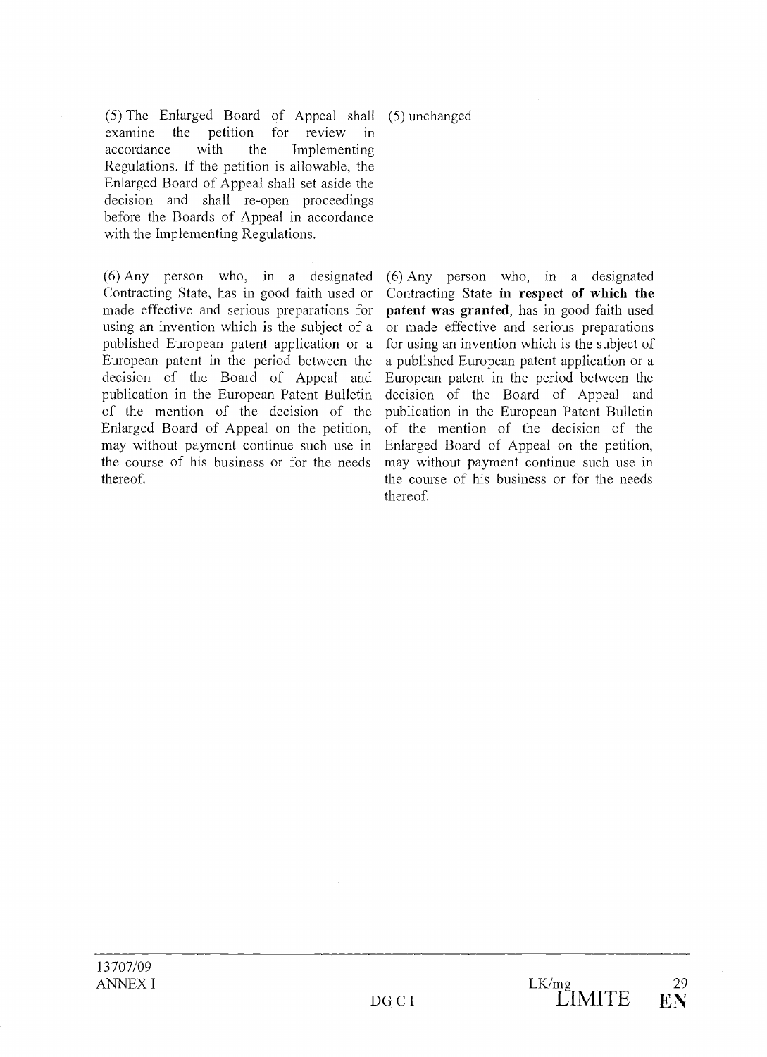| | |
|---|---|
| (5) The Enlarged Board of Appeal shall examine the petition for review in accordance with the Implementing Regulations. If the petition is allowable, the Enlarged Board of Appeal shall set aside the decision and shall re-open proceedings before the Boards of Appeal in accordance with the Implementing Regulations. | (5) unchanged |
| (6) Any person who, in a designated Contracting State, has in good faith used or made effective and serious preparations for using an invention which is the subject of a published European patent application or a European patent in the period between the decision of the Board of Appeal and publication in the European Patent Bulletin of the mention of the decision of the Enlarged Board of Appeal on the petition, may without payment continue such use in the course of his business or for the needs thereof. | (6) Any person who, in a designated Contracting State **in respect of which the patent was granted**, has in good faith used or made effective and serious preparations for using an invention which is the subject of a published European patent application or a European patent in the period between the decision of the Board of Appeal and publication in the European Patent Bulletin of the mention of the decision of the Enlarged Board of Appeal on the petition, may without payment continue such use in the course of his business or for the needs thereof. |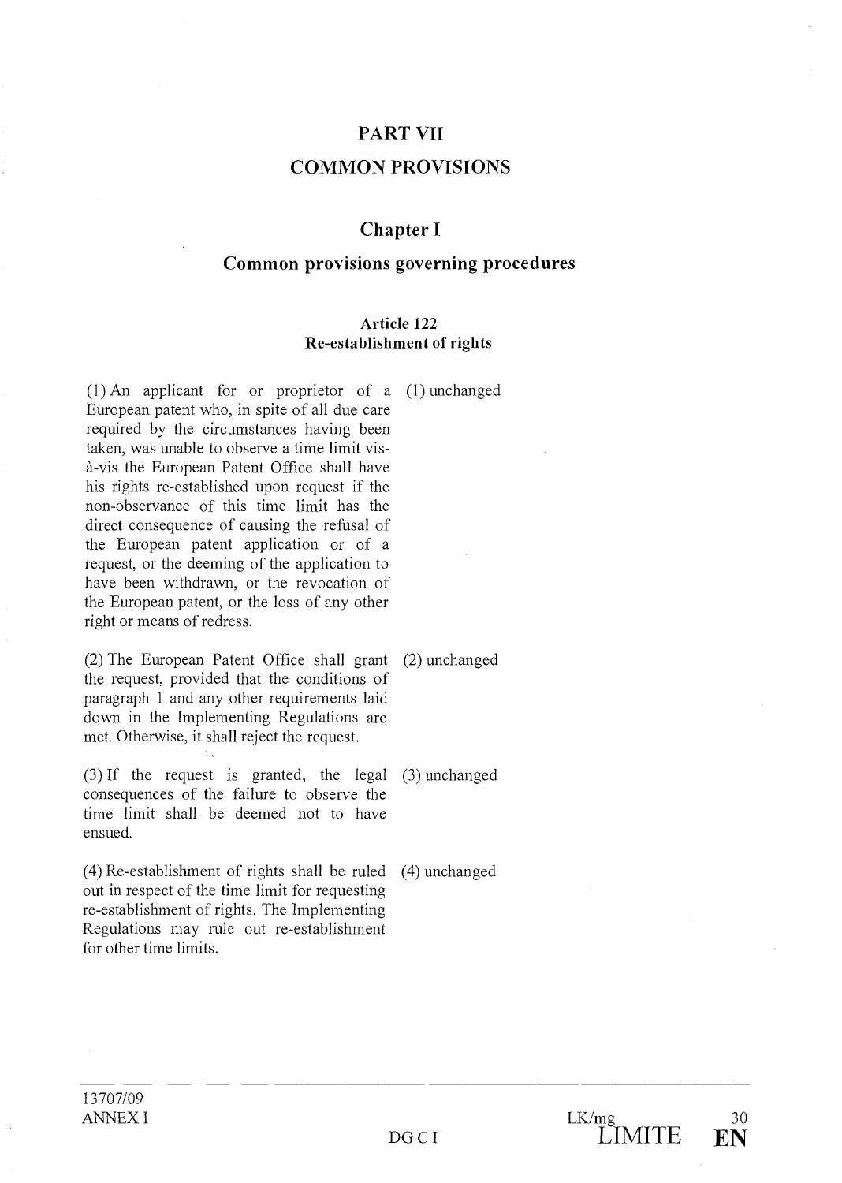# PART VII

# COMMON PROVISIONS

## Chapter I

## Common provisions governing procedures

### Article 122
### Re-establishment of rights

| | |
|---|---|
| (1) An applicant for or proprietor of a European patent who, in spite of all due care required by the circumstances having been taken, was unable to observe a time limit vis-à-vis the European Patent Office shall have his rights re-established upon request if the non-observance of this time limit has the direct consequence of causing the refusal of the European patent application or of a request, or the deeming of the application to have been withdrawn, or the revocation of the European patent, or the loss of any other right or means of redress. | (1) unchanged |
| (2) The European Patent Office shall grant the request, provided that the conditions of paragraph 1 and any other requirements laid down in the Implementing Regulations are met. Otherwise, it shall reject the request. | (2) unchanged |
| (3) If the request is granted, the legal consequences of the failure to observe the time limit shall be deemed not to have ensued. | (3) unchanged |
| (4) Re-establishment of rights shall be ruled out in respect of the time limit for requesting re-establishment of rights. The Implementing Regulations may rule out re-establishment for other time limits. | (4) unchanged |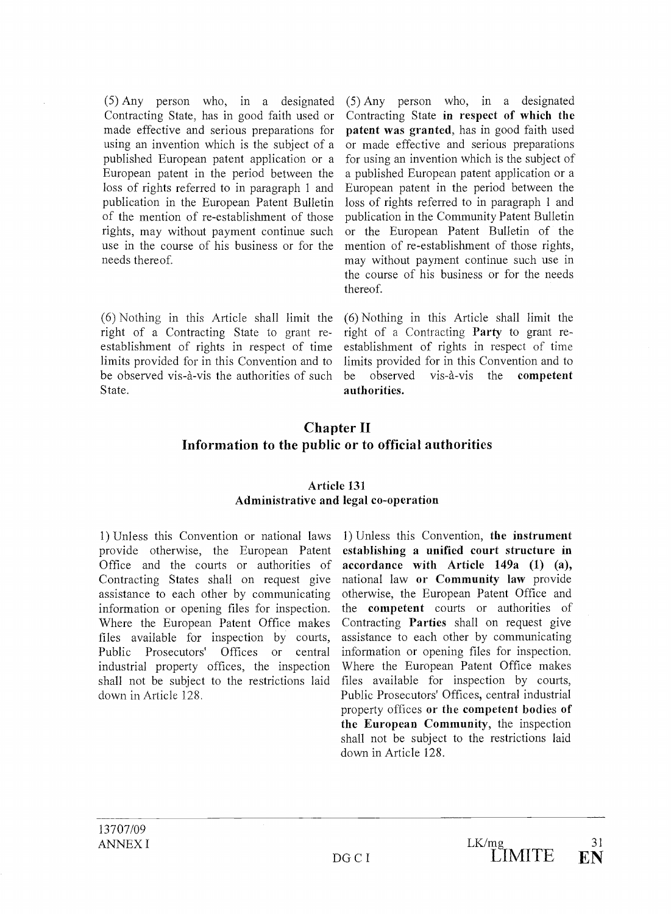| | |
|---|---|
| (5) Any person who, in a designated Contracting State, has in good faith used or made effective and serious preparations for using an invention which is the subject of a published European patent application or a European patent in the period between the loss of rights referred to in paragraph 1 and publication in the European Patent Bulletin of the mention of re-establishment of those rights, may without payment continue such use in the course of his business or for the needs thereof. | (5) Any person who, in a designated Contracting State **in respect of which the patent was granted**, has in good faith used or made effective and serious preparations for using an invention which is the subject of a published European patent application or a European patent in the period between the loss of rights referred to in paragraph 1 and publication in the Community Patent Bulletin or the European Patent Bulletin of the mention of re-establishment of those rights, may without payment continue such use in the course of his business or for the needs thereof. |
| (6) Nothing in this Article shall limit the right of a Contracting State to grant re-establishment of rights in respect of time limits provided for in this Convention and to be observed vis-à-vis the authorities of such State. | (6) Nothing in this Article shall limit the right of a Contracting **Party** to grant re-establishment of rights in respect of time limits provided for in this Convention and to be observed vis-à-vis the **competent authorities.** |

## Chapter II
## Information to the public or to official authorities

### Article 131
### Administrative and legal co-operation

| | |
|---|---|
| 1) Unless this Convention or national laws provide otherwise, the European Patent Office and the courts or authorities of Contracting States shall on request give assistance to each other by communicating information or opening files for inspection. Where the European Patent Office makes files available for inspection by courts, Public Prosecutors' Offices or central industrial property offices, the inspection shall not be subject to the restrictions laid down in Article 128. | 1) Unless this Convention, **the instrument establishing a unified court structure in accordance with Article 149a (1) (a),** national law **or Community law** provide otherwise, the European Patent Office and the **competent** courts or authorities of Contracting **Parties** shall on request give assistance to each other by communicating information or opening files for inspection. Where the European Patent Office makes files available for inspection by courts, Public Prosecutors' Offices, central industrial property offices **or the competent bodies of the European Community**, the inspection shall not be subject to the restrictions laid down in Article 128. |

13707/09
ANNEX I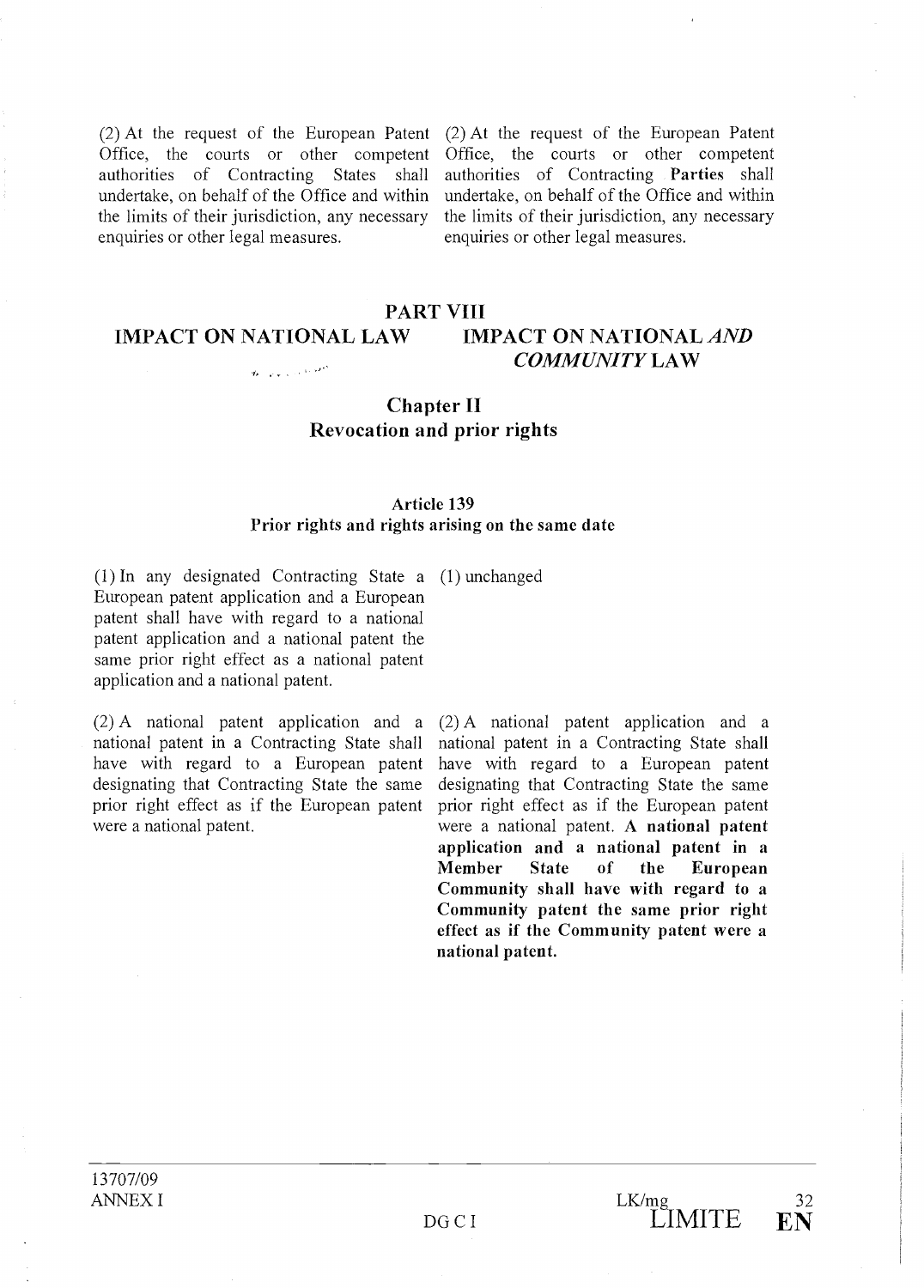| | |
|---|---|
| (2) At the request of the European Patent Office, the courts or other competent authorities of Contracting States shall undertake, on behalf of the Office and within the limits of their jurisdiction, any necessary enquiries or other legal measures. | (2) At the request of the European Patent Office, the courts or other competent authorities of Contracting **Parties** shall undertake, on behalf of the Office and within the limits of their jurisdiction, any necessary enquiries or other legal measures. |

## PART VIII

| | |
|---|---|
| **IMPACT ON NATIONAL LAW** | **IMPACT ON NATIONAL *AND COMMUNITY* LAW** |

### Chapter II
### Revocation and prior rights

#### Article 139
#### Prior rights and rights arising on the same date

| | |
|---|---|
| (1) In any designated Contracting State a European patent application and a European patent shall have with regard to a national patent application and a national patent the same prior right effect as a national patent application and a national patent. | (1) unchanged |
| (2) A national patent application and a national patent in a Contracting State shall have with regard to a European patent designating that Contracting State the same prior right effect as if the European patent were a national patent. | (2) A national patent application and a national patent in a Contracting State shall have with regard to a European patent designating that Contracting State the same prior right effect as if the European patent were a national patent. **A national patent application and a national patent in a Member State of the European Community shall have with regard to a Community patent the same prior right effect as if the Community patent were a national patent.** |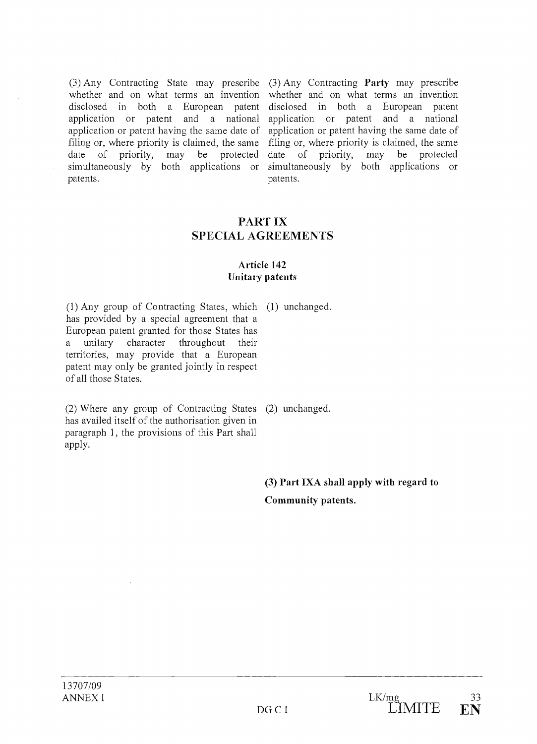| | |
|---|---|
| (3) Any Contracting State may prescribe whether and on what terms an invention disclosed in both a European patent application or patent and a national application or patent having the same date of filing or, where priority is claimed, the same date of priority, may be protected simultaneously by both applications or patents. | (3) Any Contracting **Party** may prescribe whether and on what terms an invention disclosed in both a European patent application or patent and a national application or patent having the same date of filing or, where priority is claimed, the same date of priority, may be protected simultaneously by both applications or patents. |

## PART IX
## SPECIAL AGREEMENTS

### Article 142
### Unitary patents

| | |
|---|---|
| (1) Any group of Contracting States, which has provided by a special agreement that a European patent granted for those States has a unitary character throughout their territories, may provide that a European patent may only be granted jointly in respect of all those States. | (1) unchanged. |
| (2) Where any group of Contracting States has availed itself of the authorisation given in paragraph 1, the provisions of this Part shall apply. | (2) unchanged. |
| | **(3) Part IXA shall apply with regard to Community patents.** |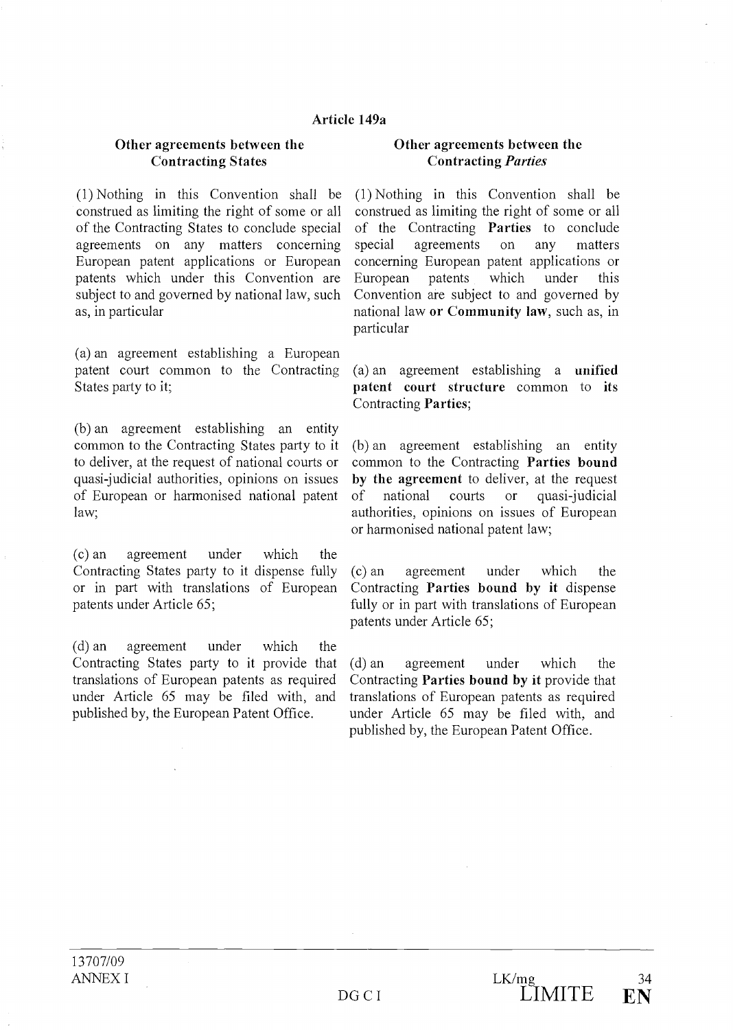## Article 149a

| Other agreements between the Contracting States | Other agreements between the Contracting *Parties* |
|---|---|
| (1) Nothing in this Convention shall be construed as limiting the right of some or all of the Contracting States to conclude special agreements on any matters concerning European patent applications or European patents which under this Convention are subject to and governed by national law, such as, in particular | (1) Nothing in this Convention shall be construed as limiting the right of some or all of the Contracting **Parties** to conclude special agreements on any matters concerning European patent applications or European patents which under this Convention are subject to and governed by national law **or Community law**, such as, in particular |
| (a) an agreement establishing a European patent court common to the Contracting States party to it; | (a) an agreement establishing a **unified patent court structure** common to **its** Contracting **Parties**; |
| (b) an agreement establishing an entity common to the Contracting States party to it to deliver, at the request of national courts or quasi-judicial authorities, opinions on issues of European or harmonised national patent law; | (b) an agreement establishing an entity common to the Contracting **Parties bound by the agreement** to deliver, at the request of national courts or quasi-judicial authorities, opinions on issues of European or harmonised national patent law; |
| (c) an agreement under which the Contracting States party to it dispense fully or in part with translations of European patents under Article 65; | (c) an agreement under which the Contracting **Parties bound by it** dispense fully or in part with translations of European patents under Article 65; |
| (d) an agreement under which the Contracting States party to it provide that translations of European patents as required under Article 65 may be filed with, and published by, the European Patent Office. | (d) an agreement under which the Contracting **Parties bound by it** provide that translations of European patents as required under Article 65 may be filed with, and published by, the European Patent Office. |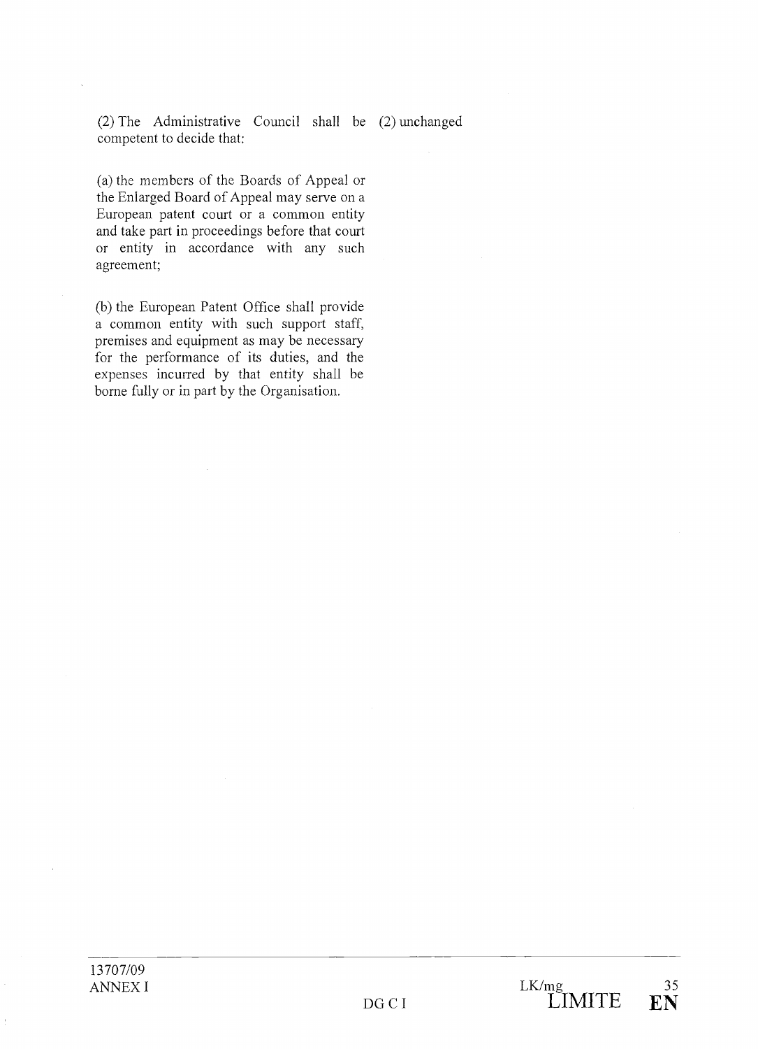| | |
|---|---|
| (2) The Administrative Council shall be competent to decide that: | (2) unchanged |
| (a) the members of the Boards of Appeal or the Enlarged Board of Appeal may serve on a European patent court or a common entity and take part in proceedings before that court or entity in accordance with any such agreement; | |
| (b) the European Patent Office shall provide a common entity with such support staff, premises and equipment as may be necessary for the performance of its duties, and the expenses incurred by that entity shall be borne fully or in part by the Organisation. | |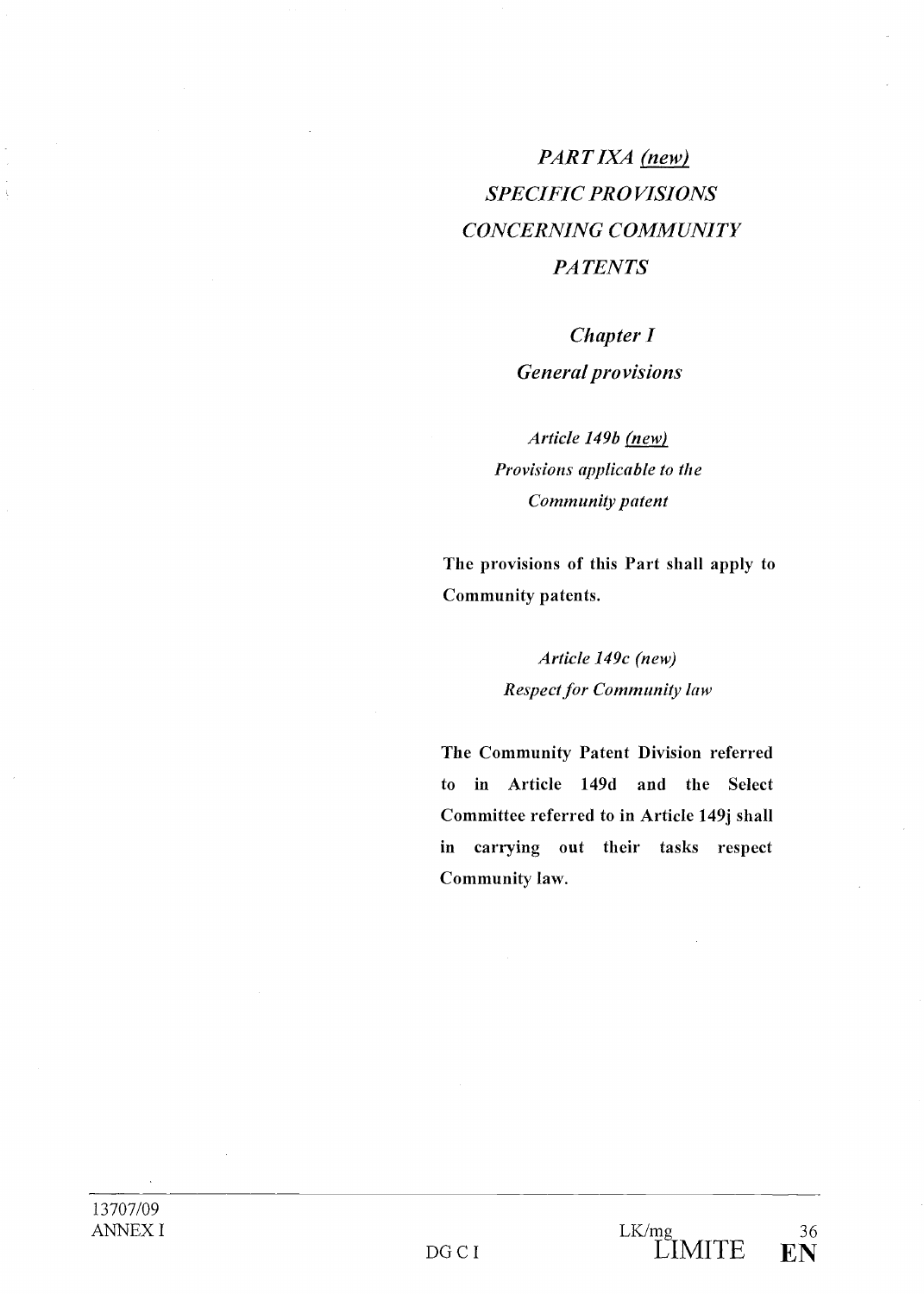# *PART IXA (new)*
# *SPECIFIC PROVISIONS CONCERNING COMMUNITY PATENTS*

## *Chapter I*
## *General provisions*

### *Article 149b (new)*
### *Provisions applicable to the Community patent*

**The provisions of this Part shall apply to Community patents.**

### *Article 149c (new)*
### *Respect for Community law*

**The Community Patent Division referred to in Article 149d and the Select Committee referred to in Article 149j shall in carrying out their tasks respect Community law.**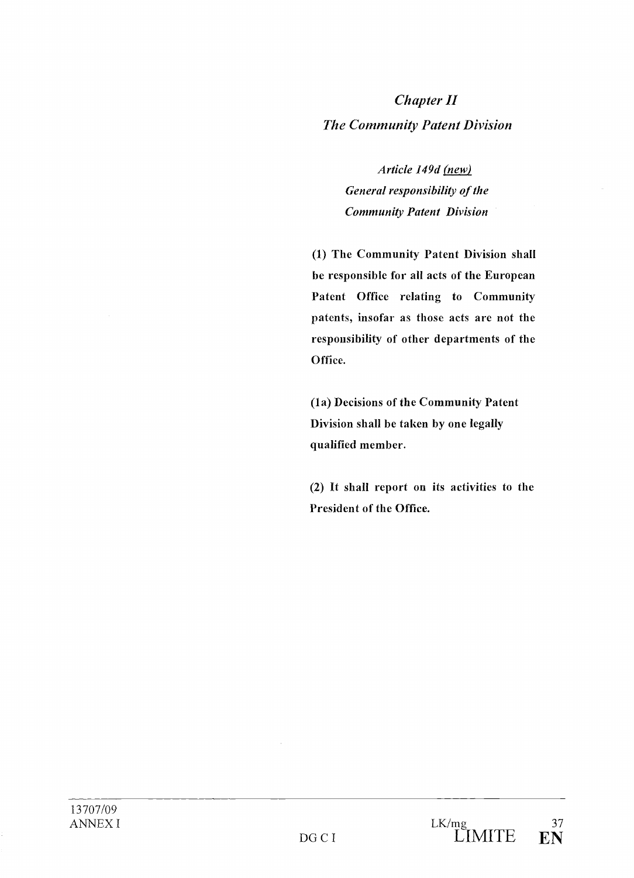## *Chapter II*

## *The Community Patent Division*

### *Article 149d* *(new)*

### ***General responsibility of the Community Patent Division***

**(1) The Community Patent Division shall be responsible for all acts of the European Patent Office relating to Community patents, insofar as those acts are not the responsibility of other departments of the Office.**

**(1a) Decisions of the Community Patent Division shall be taken by one legally qualified member.**

**(2) It shall report on its activities to the President of the Office.**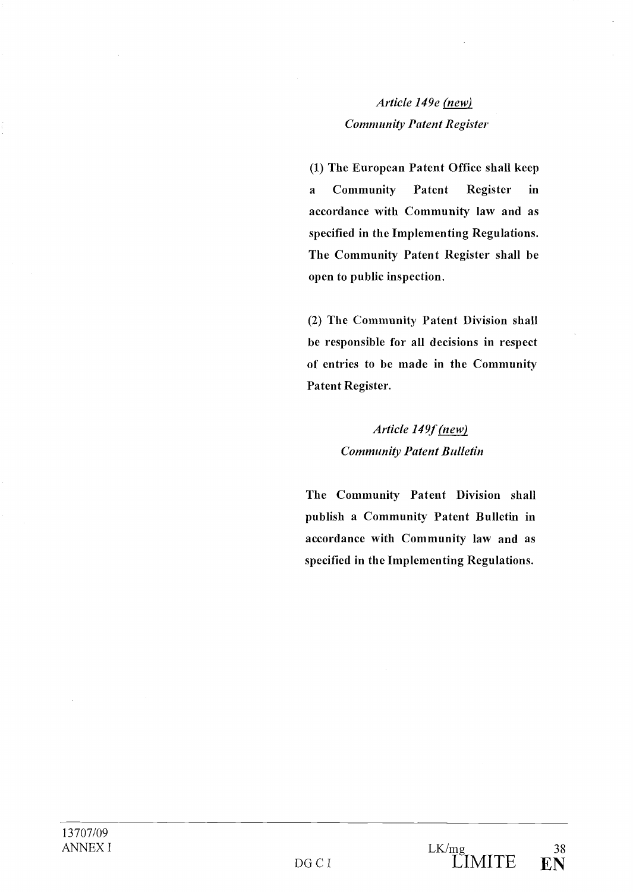*Article 149e <u>(new)</u>*
*Community Patent Register*

**(1) The European Patent Office shall keep a Community Patent Register in accordance with Community law and as specified in the Implementing Regulations. The Community Patent Register shall be open to public inspection.**

**(2) The Community Patent Division shall be responsible for all decisions in respect of entries to be made in the Community Patent Register.**

*Article 149f <u>(new)</u>*
*Community Patent Bulletin*

**The Community Patent Division shall publish a Community Patent Bulletin in accordance with Community law and as specified in the Implementing Regulations.**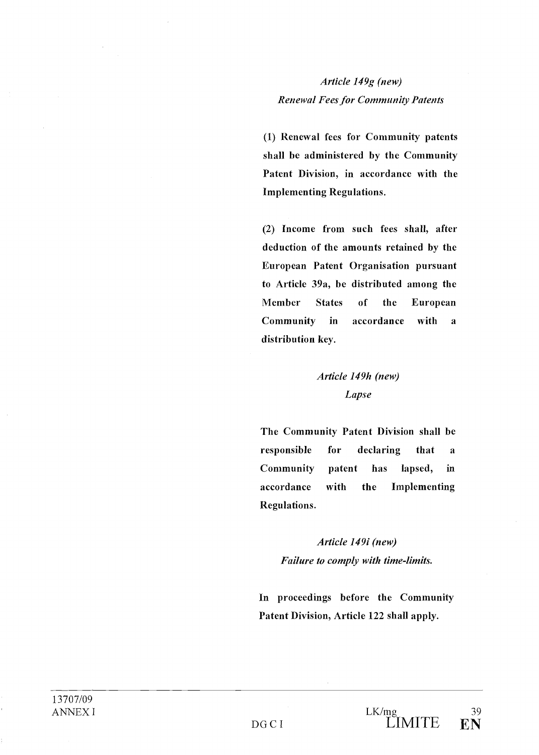*Article 149g (new)*
*Renewal Fees for Community Patents*

**(1) Renewal fees for Community patents shall be administered by the Community Patent Division, in accordance with the Implementing Regulations.**

**(2) Income from such fees shall, after deduction of the amounts retained by the European Patent Organisation pursuant to Article 39a, be distributed among the Member States of the European Community in accordance with a distribution key.**

*Article 149h (new)*
*Lapse*

**The Community Patent Division shall be responsible for declaring that a Community patent has lapsed, in accordance with the Implementing Regulations.**

*Article 149i (new)*
*Failure to comply with time-limits.*

**In proceedings before the Community Patent Division, Article 122 shall apply.**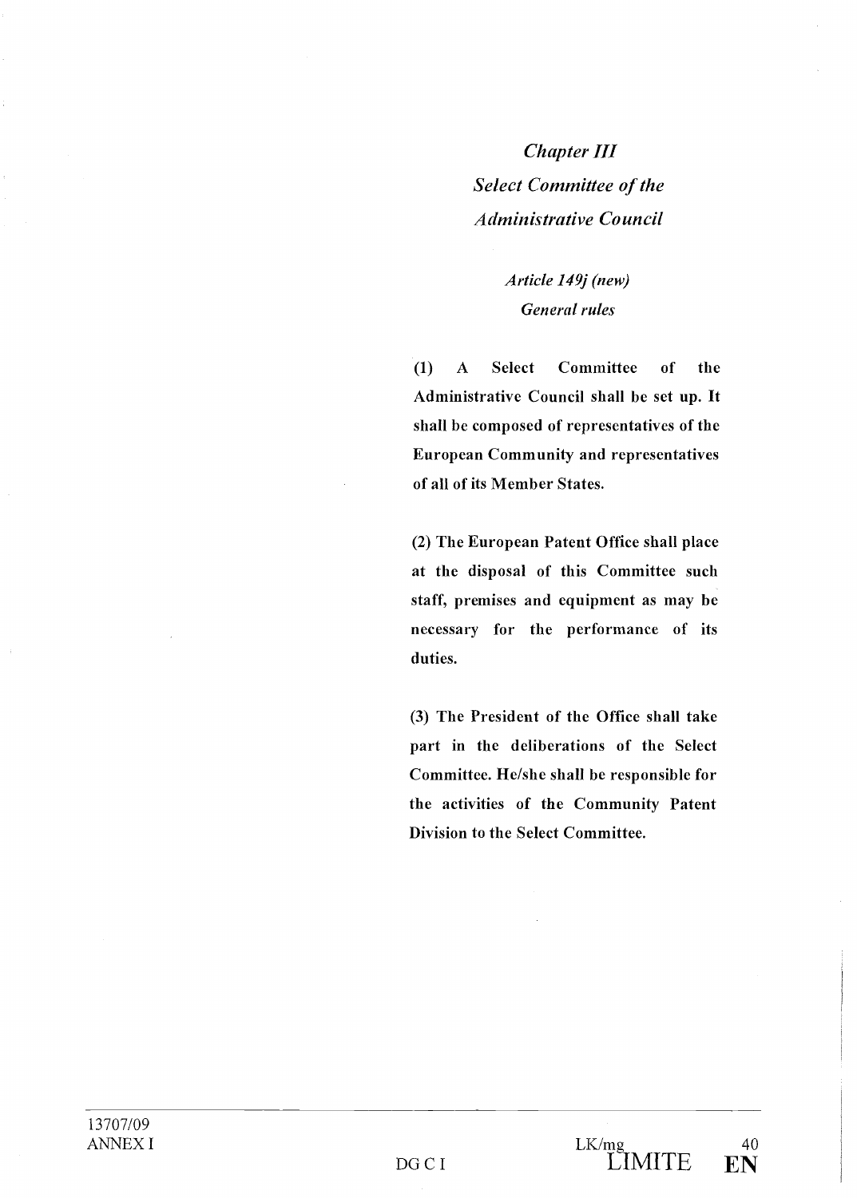## *Chapter III*
## *Select Committee of the Administrative Council*

### *Article 149j (new)*
### *General rules*

**(1) A Select Committee of the Administrative Council shall be set up. It shall be composed of representatives of the European Community and representatives of all of its Member States.**

**(2) The European Patent Office shall place at the disposal of this Committee such staff, premises and equipment as may be necessary for the performance of its duties.**

**(3) The President of the Office shall take part in the deliberations of the Select Committee. He/she shall be responsible for the activities of the Community Patent Division to the Select Committee.**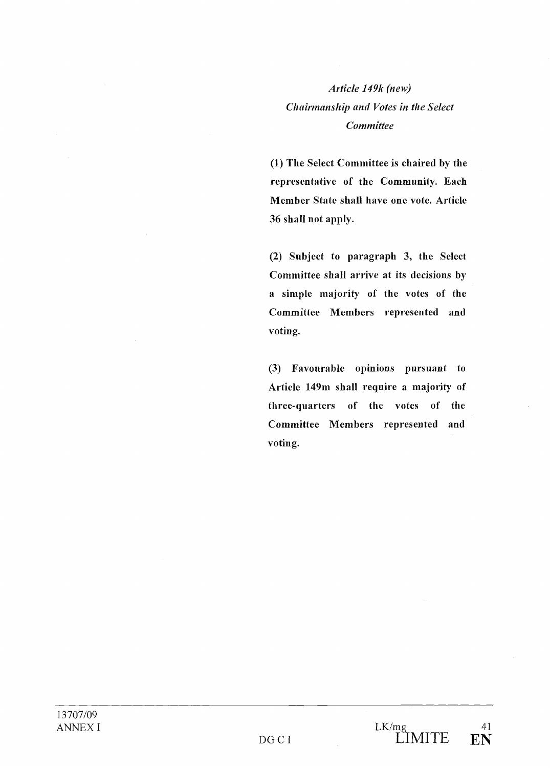*Article 149k (new)*
*Chairmanship and Votes in the Select Committee*

**(1) The Select Committee is chaired by the representative of the Community. Each Member State shall have one vote. Article 36 shall not apply.**

**(2) Subject to paragraph 3, the Select Committee shall arrive at its decisions by a simple majority of the votes of the Committee Members represented and voting.**

**(3) Favourable opinions pursuant to Article 149m shall require a majority of three-quarters of the votes of the Committee Members represented and voting.**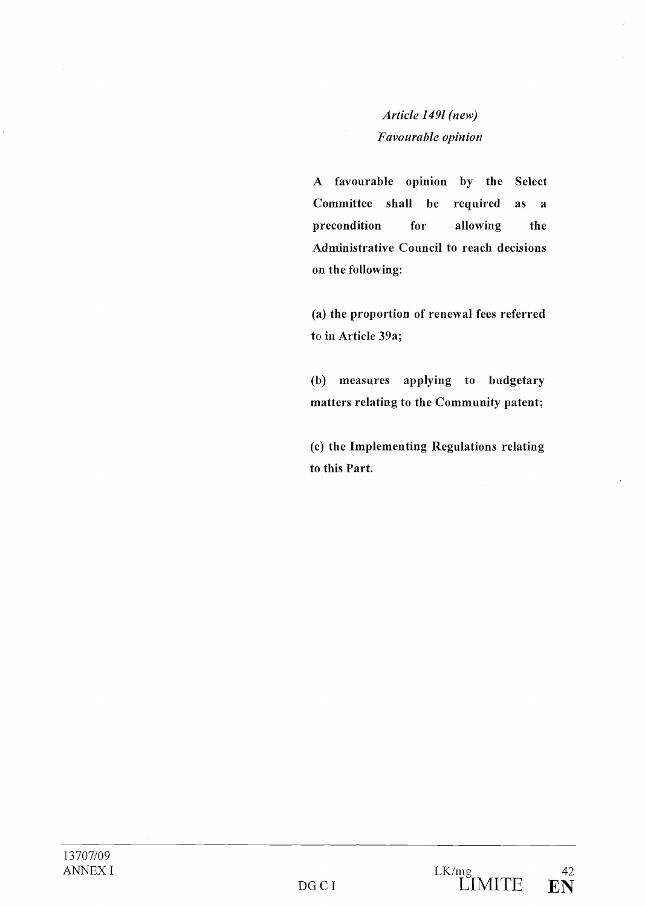*Article 149l (new)*

*Favourable opinion*

**A favourable opinion by the Select Committee shall be required as a precondition for allowing the Administrative Council to reach decisions on the following:**

**(a) the proportion of renewal fees referred to in Article 39a;**

**(b) measures applying to budgetary matters relating to the Community patent;**

**(c) the Implementing Regulations relating to this Part.**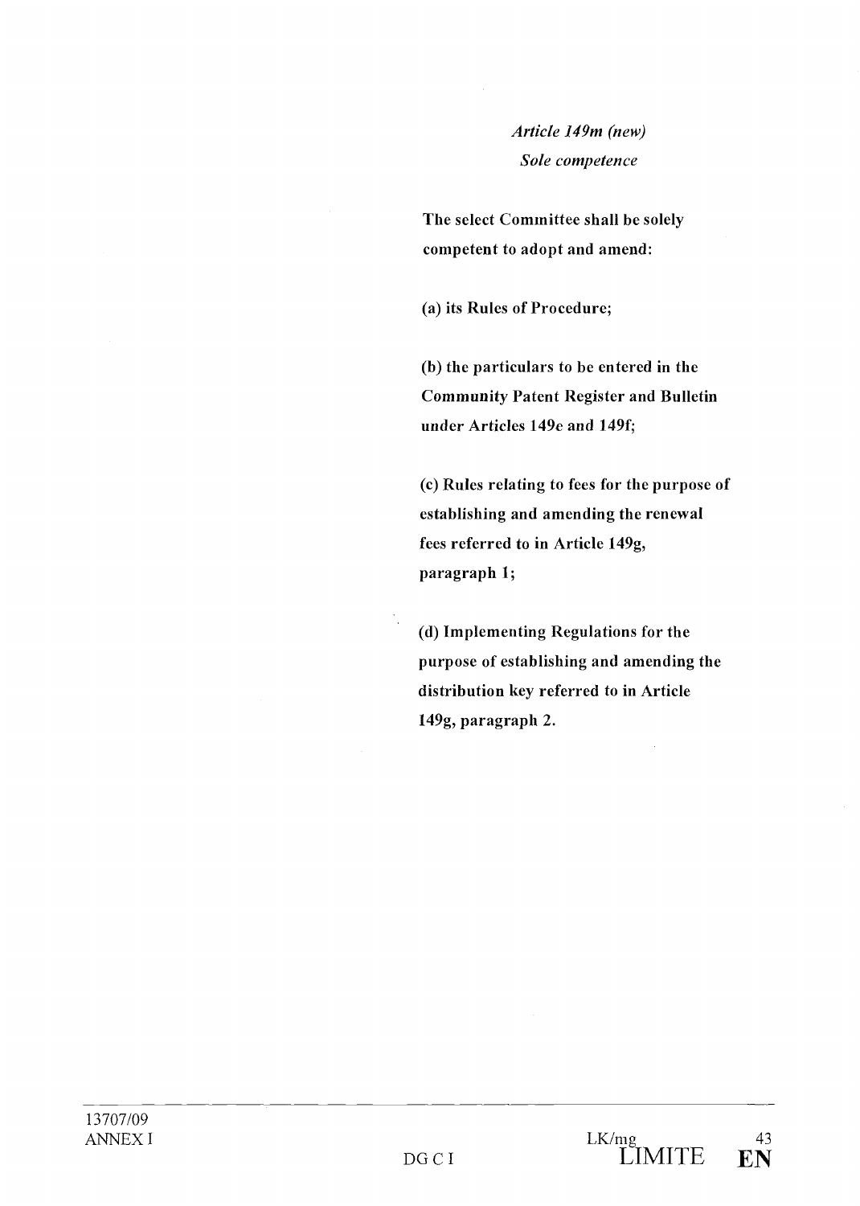*Article 149m (new)*
*Sole competence*

**The select Committee shall be solely competent to adopt and amend:**

**(a) its Rules of Procedure;**

**(b) the particulars to be entered in the Community Patent Register and Bulletin under Articles 149e and 149f;**

**(c) Rules relating to fees for the purpose of establishing and amending the renewal fees referred to in Article 149g, paragraph 1;**

**(d) Implementing Regulations for the purpose of establishing and amending the distribution key referred to in Article 149g, paragraph 2.**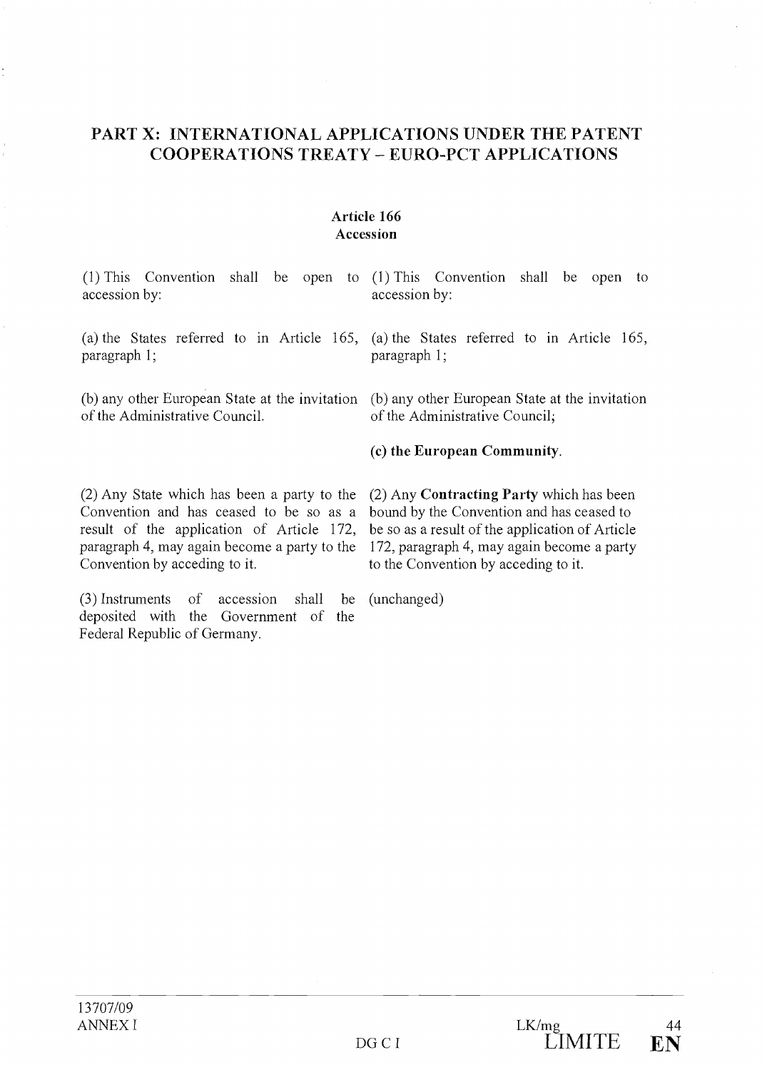## PART X: INTERNATIONAL APPLICATIONS UNDER THE PATENT COOPERATIONS TREATY – EURO-PCT APPLICATIONS

### Article 166
### Accession

| | |
|---|---|
| (1) This Convention shall be open to accession by: | (1) This Convention shall be open to accession by: |
| (a) the States referred to in Article 165, paragraph 1; | (a) the States referred to in Article 165, paragraph 1; |
| (b) any other European State at the invitation of the Administrative Council. | (b) any other European State at the invitation of the Administrative Council; |
| | **(c) the European Community**. |
| (2) Any State which has been a party to the Convention and has ceased to be so as a result of the application of Article 172, paragraph 4, may again become a party to the Convention by acceding to it. | (2) Any **Contracting Party** which has been bound by the Convention and has ceased to be so as a result of the application of Article 172, paragraph 4, may again become a party to the Convention by acceding to it. |
| (3) Instruments of accession shall be deposited with the Government of the Federal Republic of Germany. | (unchanged) |

13707/09
ANNEX I
DG C I
LK/mg
LIMITE
EN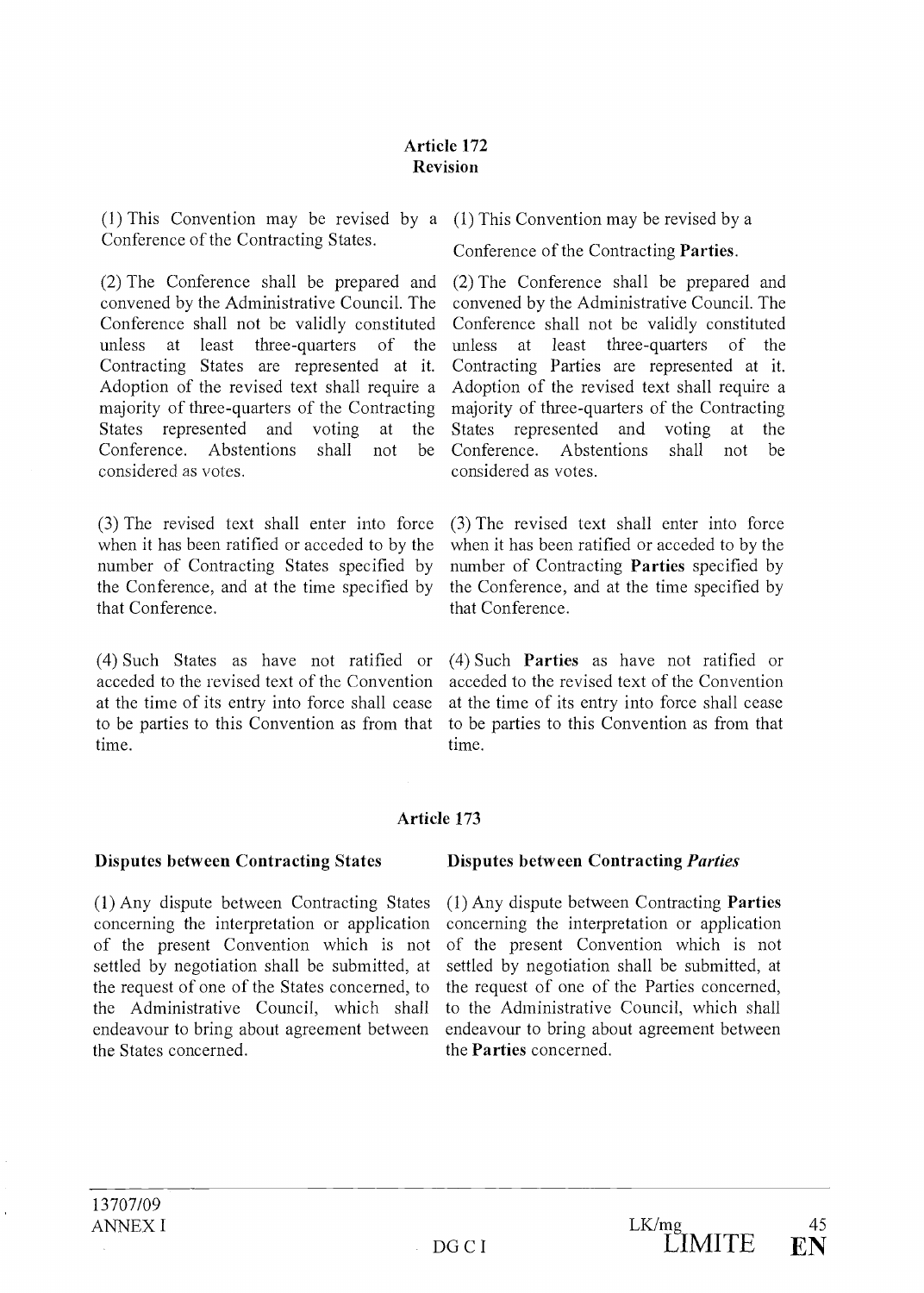**Article 172**
**Revision**

| | |
|---|---|
| (1) This Convention may be revised by a Conference of the Contracting States. | (1) This Convention may be revised by a Conference of the Contracting **Parties**. |
| (2) The Conference shall be prepared and convened by the Administrative Council. The Conference shall not be validly constituted unless at least three-quarters of the Contracting States are represented at it. Adoption of the revised text shall require a majority of three-quarters of the Contracting States represented and voting at the Conference. Abstentions shall not be considered as votes. | (2) The Conference shall be prepared and convened by the Administrative Council. The Conference shall not be validly constituted unless at least three-quarters of the Contracting Parties are represented at it. Adoption of the revised text shall require a majority of three-quarters of the Contracting States represented and voting at the Conference. Abstentions shall not be considered as votes. |
| (3) The revised text shall enter into force when it has been ratified or acceded to by the number of Contracting States specified by the Conference, and at the time specified by that Conference. | (3) The revised text shall enter into force when it has been ratified or acceded to by the number of Contracting **Parties** specified by the Conference, and at the time specified by that Conference. |
| (4) Such States as have not ratified or acceded to the revised text of the Convention at the time of its entry into force shall cease to be parties to this Convention as from that time. | (4) Such **Parties** as have not ratified or acceded to the revised text of the Convention at the time of its entry into force shall cease to be parties to this Convention as from that time. |

**Article 173**

| | |
|---|---|
| **Disputes between Contracting States** | **Disputes between Contracting *Parties*** |
| (1) Any dispute between Contracting States concerning the interpretation or application of the present Convention which is not settled by negotiation shall be submitted, at the request of one of the States concerned, to the Administrative Council, which shall endeavour to bring about agreement between the States concerned. | (1) Any dispute between Contracting **Parties** concerning the interpretation or application of the present Convention which is not settled by negotiation shall be submitted, at the request of one of the Parties concerned, to the Administrative Council, which shall endeavour to bring about agreement between the **Parties** concerned. |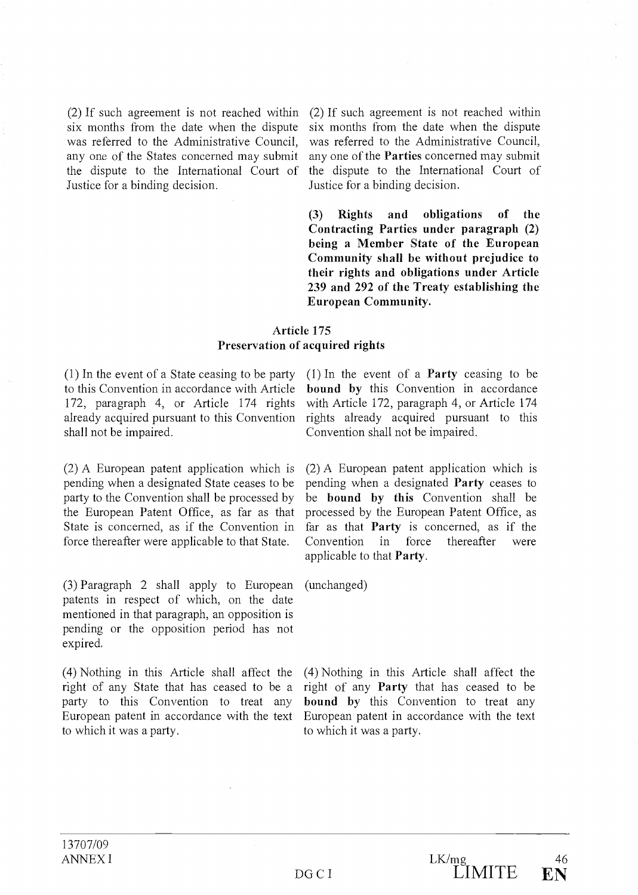| | |
|---|---|
| (2) If such agreement is not reached within six months from the date when the dispute was referred to the Administrative Council, any one of the States concerned may submit the dispute to the International Court of Justice for a binding decision. | (2) If such agreement is not reached within six months from the date when the dispute was referred to the Administrative Council, any one of the **Parties** concerned may submit the dispute to the International Court of Justice for a binding decision. |
| | **(3) Rights and obligations of the Contracting Parties under paragraph (2) being a Member State of the European Community shall be without prejudice to their rights and obligations under Article 239 and 292 of the Treaty establishing the European Community.** |

### Article 175
### Preservation of acquired rights

| | |
|---|---|
| (1) In the event of a State ceasing to be party to this Convention in accordance with Article 172, paragraph 4, or Article 174 rights already acquired pursuant to this Convention shall not be impaired. | (1) In the event of a **Party** ceasing to be **bound by** this Convention in accordance with Article 172, paragraph 4, or Article 174 rights already acquired pursuant to this Convention shall not be impaired. |
| (2) A European patent application which is pending when a designated State ceases to be party to the Convention shall be processed by the European Patent Office, as far as that State is concerned, as if the Convention in force thereafter were applicable to that State. | (2) A European patent application which is pending when a designated **Party** ceases to be **bound by this** Convention shall be processed by the European Patent Office, as far as that **Party** is concerned, as if the Convention in force thereafter were applicable to that **Party**. |
| (3) Paragraph 2 shall apply to European patents in respect of which, on the date mentioned in that paragraph, an opposition is pending or the opposition period has not expired. | (unchanged) |
| (4) Nothing in this Article shall affect the right of any State that has ceased to be a party to this Convention to treat any European patent in accordance with the text to which it was a party. | (4) Nothing in this Article shall affect the right of any **Party** that has ceased to be **bound by** this Convention to treat any European patent in accordance with the text to which it was a party. |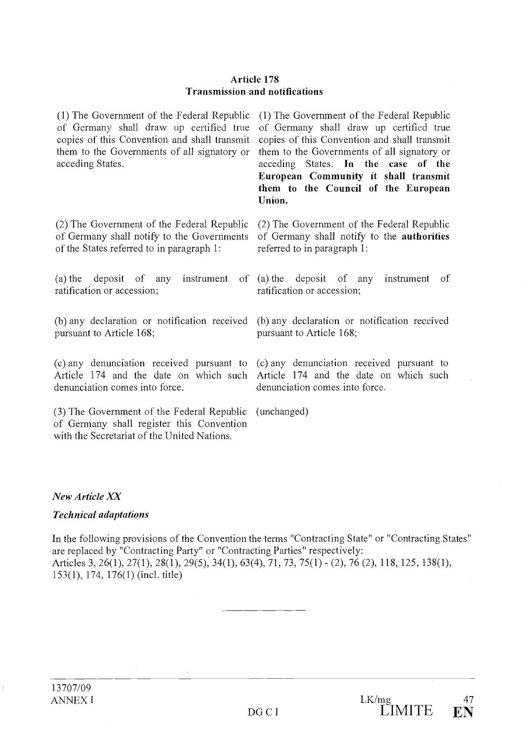**Article 178**
**Transmission and notifications**

| | |
|---|---|
| (1) The Government of the Federal Republic of Germany shall draw up certified true copies of this Convention and shall transmit them to the Governments of all signatory or acceding States. | (1) The Government of the Federal Republic of Germany shall draw up certified true copies of this Convention and shall transmit them to the Governments of all signatory or acceding States. **In the case of the European Community it shall transmit them to the Council of the European Union.** |
| (2) The Government of the Federal Republic of Germany shall notify to the Governments of the States referred to in paragraph 1: | (2) The Government of the Federal Republic of Germany shall notify to the **authorities** referred to in paragraph 1: |
| (a) the deposit of any instrument of ratification or accession; | (a) the deposit of any instrument of ratification or accession; |
| (b) any declaration or notification received pursuant to Article 168; | (b) any declaration or notification received pursuant to Article 168; |
| (c) any denunciation received pursuant to Article 174 and the date on which such denunciation comes into force. | (c) any denunciation received pursuant to Article 174 and the date on which such denunciation comes into force. |
| (3) The Government of the Federal Republic of Germany shall register this Convention with the Secretariat of the United Nations. | (unchanged) |

*New Article XX*

*Technical adaptations*

In the following provisions of the Convention the terms "Contracting State" or "Contracting States" are replaced by "Contracting Party" or "Contracting Parties" respectively:
Articles 3, 26(1), 27(1), 28(1), 29(5), 34(1), 63(4), 71, 73, 75(1) - (2), 76 (2), 118, 125, 138(1), 153(1), 174, 176(1) (incl. title)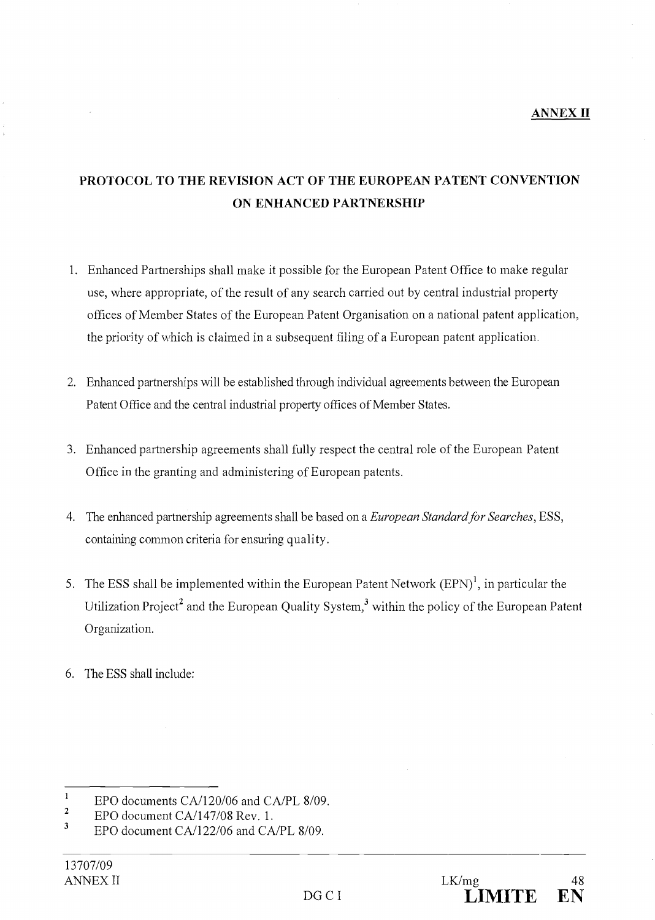**ANNEX II**

# PROTOCOL TO THE REVISION ACT OF THE EUROPEAN PATENT CONVENTION ON ENHANCED PARTNERSHIP

1. Enhanced Partnerships shall make it possible for the European Patent Office to make regular use, where appropriate, of the result of any search carried out by central industrial property offices of Member States of the European Patent Organisation on a national patent application, the priority of which is claimed in a subsequent filing of a European patent application.

2. Enhanced partnerships will be established through individual agreements between the European Patent Office and the central industrial property offices of Member States.

3. Enhanced partnership agreements shall fully respect the central role of the European Patent Office in the granting and administering of European patents.

4. The enhanced partnership agreements shall be based on a *European Standard for Searches*, ESS, containing common criteria for ensuring quality.

5. The ESS shall be implemented within the European Patent Network (EPN)[1], in particular the Utilization Project[2] and the European Quality System,[3] within the policy of the European Patent Organization.

6. The ESS shall include:

---

[1] EPO documents CA/120/06 and CA/PL 8/09.

[2] EPO document CA/147/08 Rev. 1.

[3] EPO document CA/122/06 and CA/PL 8/09.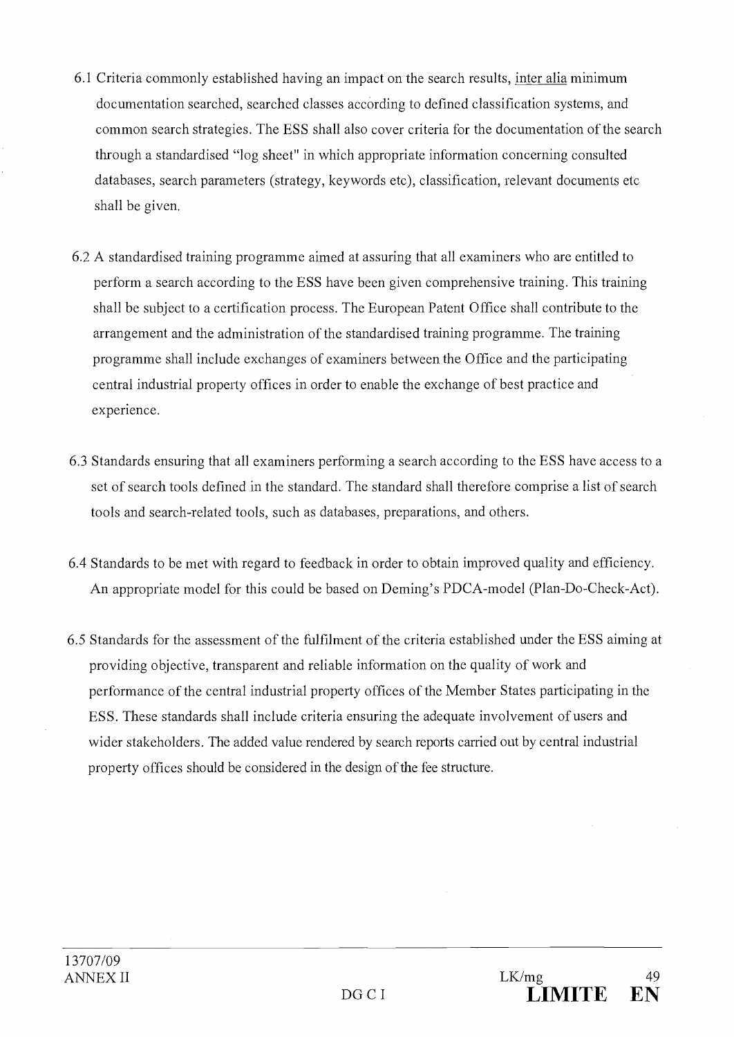6.1 Criteria commonly established having an impact on the search results, inter alia minimum documentation searched, searched classes according to defined classification systems, and common search strategies. The ESS shall also cover criteria for the documentation of the search through a standardised "log sheet" in which appropriate information concerning consulted databases, search parameters (strategy, keywords etc), classification, relevant documents etc shall be given.

6.2 A standardised training programme aimed at assuring that all examiners who are entitled to perform a search according to the ESS have been given comprehensive training. This training shall be subject to a certification process. The European Patent Office shall contribute to the arrangement and the administration of the standardised training programme. The training programme shall include exchanges of examiners between the Office and the participating central industrial property offices in order to enable the exchange of best practice and experience.

6.3 Standards ensuring that all examiners performing a search according to the ESS have access to a set of search tools defined in the standard. The standard shall therefore comprise a list of search tools and search-related tools, such as databases, preparations, and others.

6.4 Standards to be met with regard to feedback in order to obtain improved quality and efficiency. An appropriate model for this could be based on Deming's PDCA-model (Plan-Do-Check-Act).

6.5 Standards for the assessment of the fulfilment of the criteria established under the ESS aiming at providing objective, transparent and reliable information on the quality of work and performance of the central industrial property offices of the Member States participating in the ESS. These standards shall include criteria ensuring the adequate involvement of users and wider stakeholders. The added value rendered by search reports carried out by central industrial property offices should be considered in the design of the fee structure.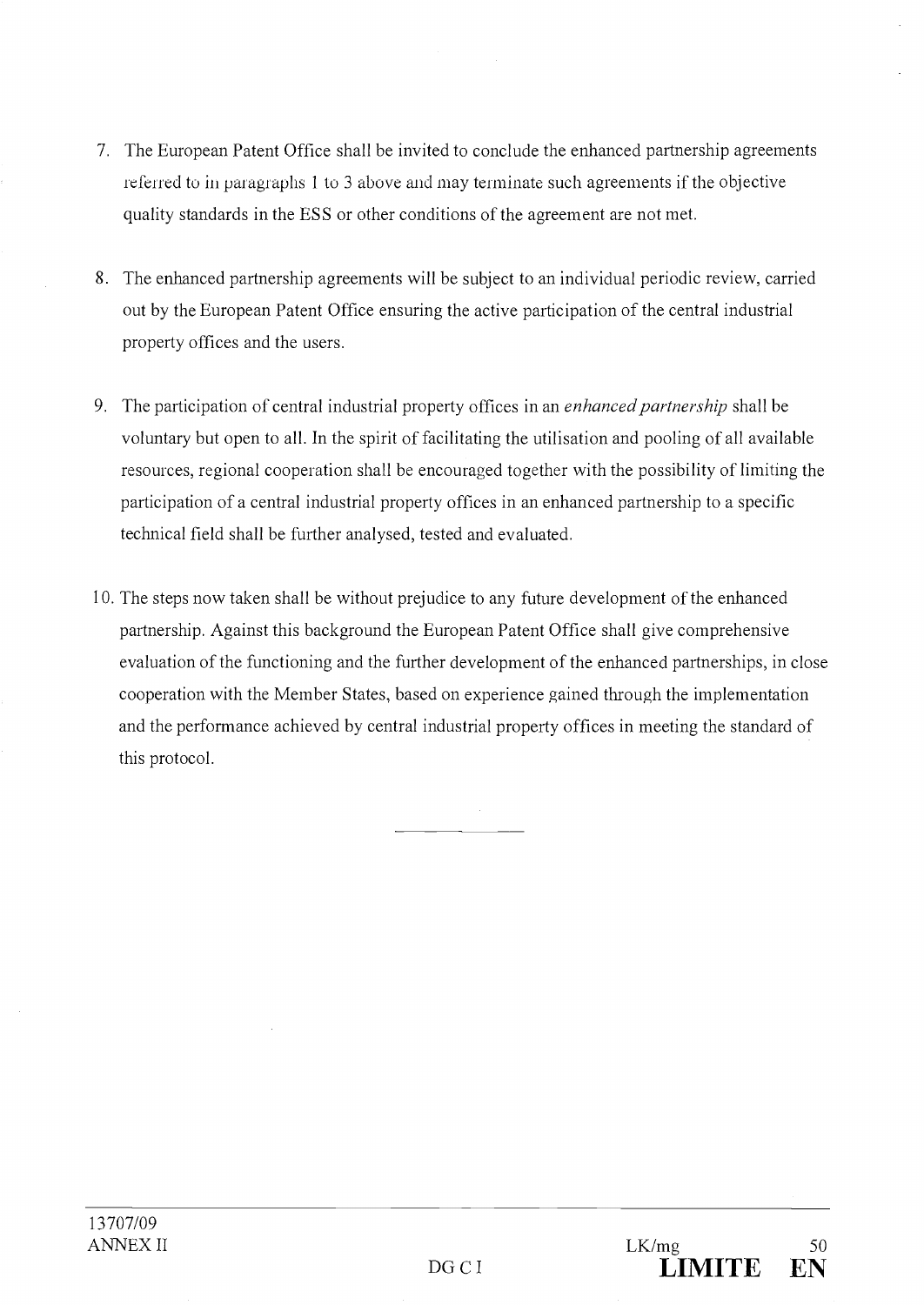7. The European Patent Office shall be invited to conclude the enhanced partnership agreements referred to in paragraphs 1 to 3 above and may terminate such agreements if the objective quality standards in the ESS or other conditions of the agreement are not met.

8. The enhanced partnership agreements will be subject to an individual periodic review, carried out by the European Patent Office ensuring the active participation of the central industrial property offices and the users.

9. The participation of central industrial property offices in an *enhanced partnership* shall be voluntary but open to all. In the spirit of facilitating the utilisation and pooling of all available resources, regional cooperation shall be encouraged together with the possibility of limiting the participation of a central industrial property offices in an enhanced partnership to a specific technical field shall be further analysed, tested and evaluated.

10. The steps now taken shall be without prejudice to any future development of the enhanced partnership. Against this background the European Patent Office shall give comprehensive evaluation of the functioning and the further development of the enhanced partnerships, in close cooperation with the Member States, based on experience gained through the implementation and the performance achieved by central industrial property offices in meeting the standard of this protocol.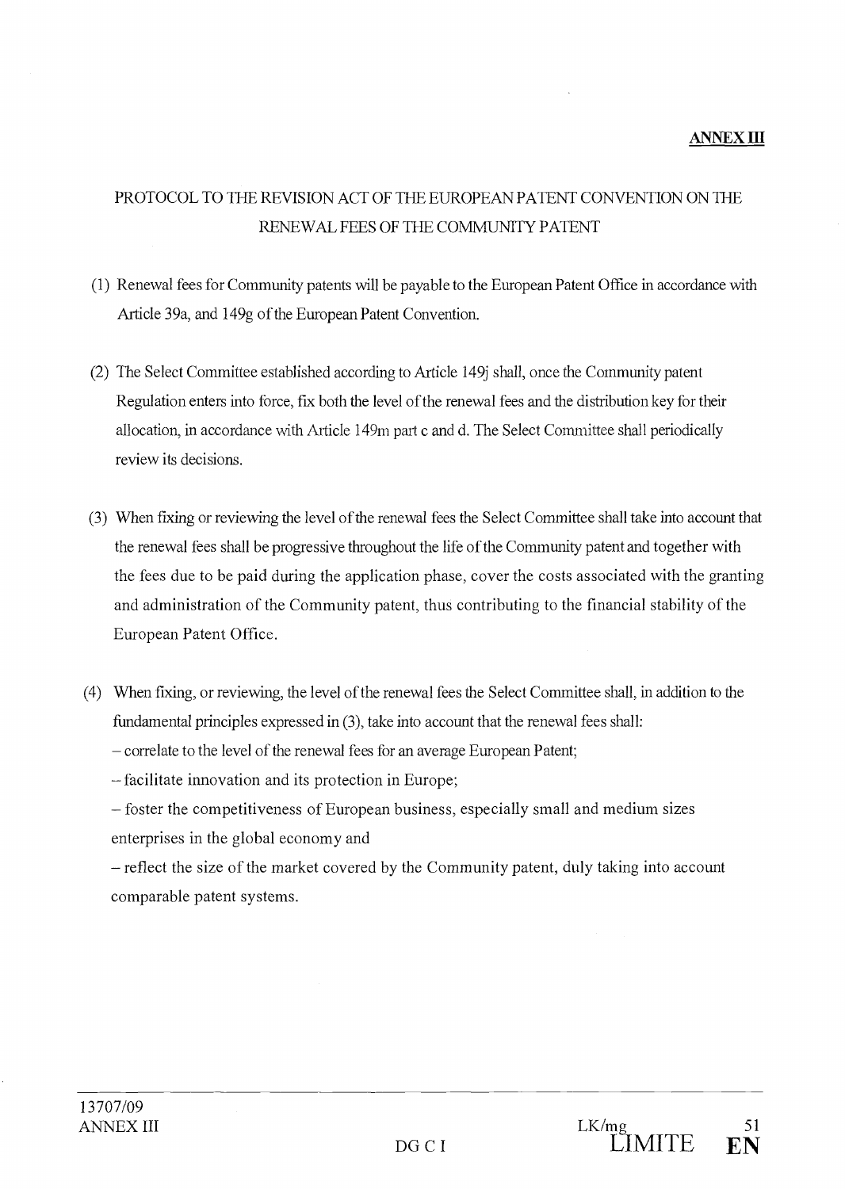**ANNEX III**

PROTOCOL TO THE REVISION ACT OF THE EUROPEAN PATENT CONVENTION ON THE RENEWAL FEES OF THE COMMUNITY PATENT

(1) Renewal fees for Community patents will be payable to the European Patent Office in accordance with Article 39a, and 149g of the European Patent Convention.

(2) The Select Committee established according to Article 149j shall, once the Community patent Regulation enters into force, fix both the level of the renewal fees and the distribution key for their allocation, in accordance with Article 149m part c and d. The Select Committee shall periodically review its decisions.

(3) When fixing or reviewing the level of the renewal fees the Select Committee shall take into account that the renewal fees shall be progressive throughout the life of the Community patent and together with the fees due to be paid during the application phase, cover the costs associated with the granting and administration of the Community patent, thus contributing to the financial stability of the European Patent Office.

(4) When fixing, or reviewing, the level of the renewal fees the Select Committee shall, in addition to the fundamental principles expressed in (3), take into account that the renewal fees shall:

– correlate to the level of the renewal fees for an average European Patent;

– facilitate innovation and its protection in Europe;

– foster the competitiveness of European business, especially small and medium sizes enterprises in the global economy and

– reflect the size of the market covered by the Community patent, duly taking into account comparable patent systems.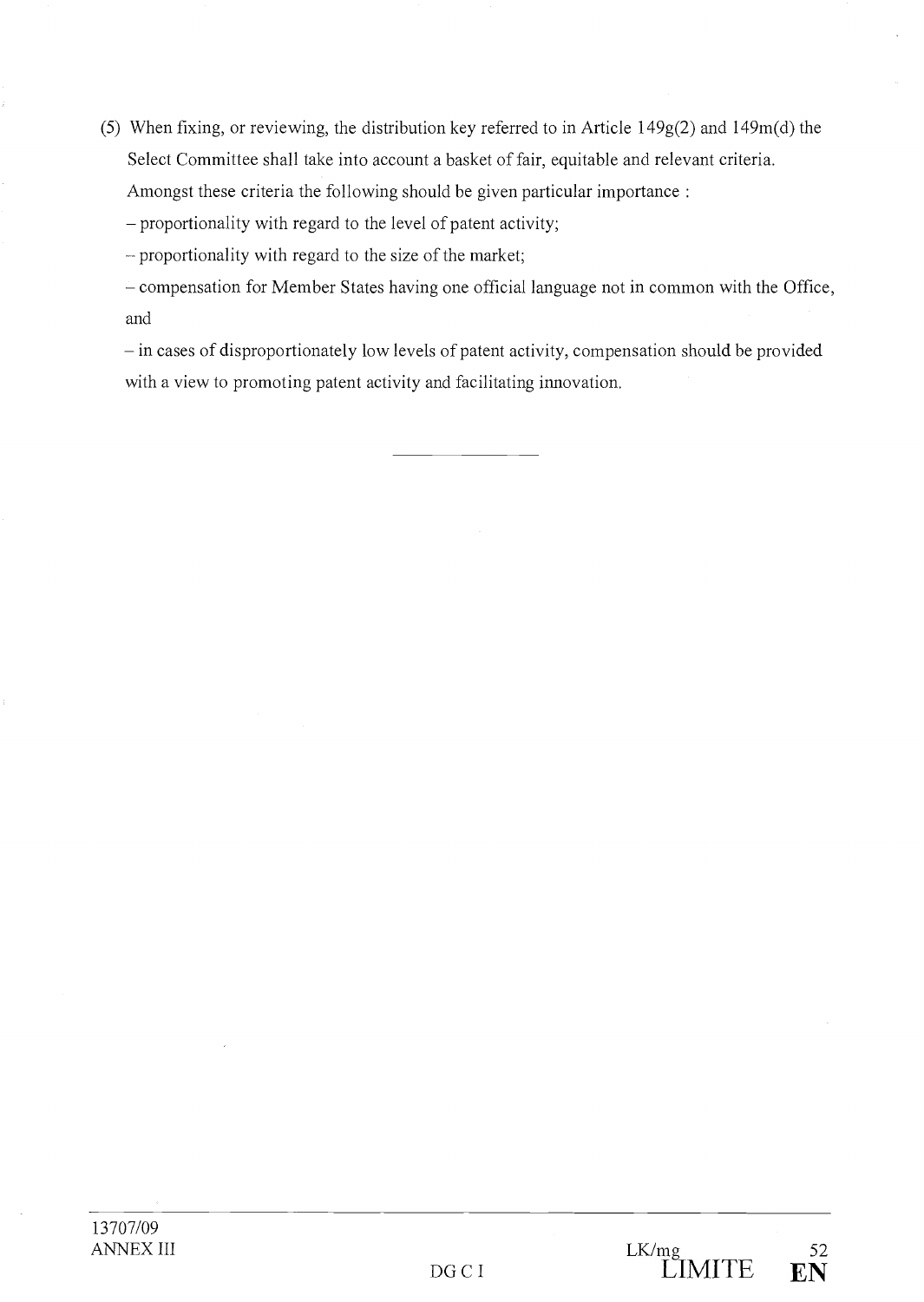(5) When fixing, or reviewing, the distribution key referred to in Article 149g(2) and 149m(d) the Select Committee shall take into account a basket of fair, equitable and relevant criteria. Amongst these criteria the following should be given particular importance :

– proportionality with regard to the level of patent activity;

– proportionality with regard to the size of the market;

– compensation for Member States having one official language not in common with the Office, and

– in cases of disproportionately low levels of patent activity, compensation should be provided with a view to promoting patent activity and facilitating innovation.

---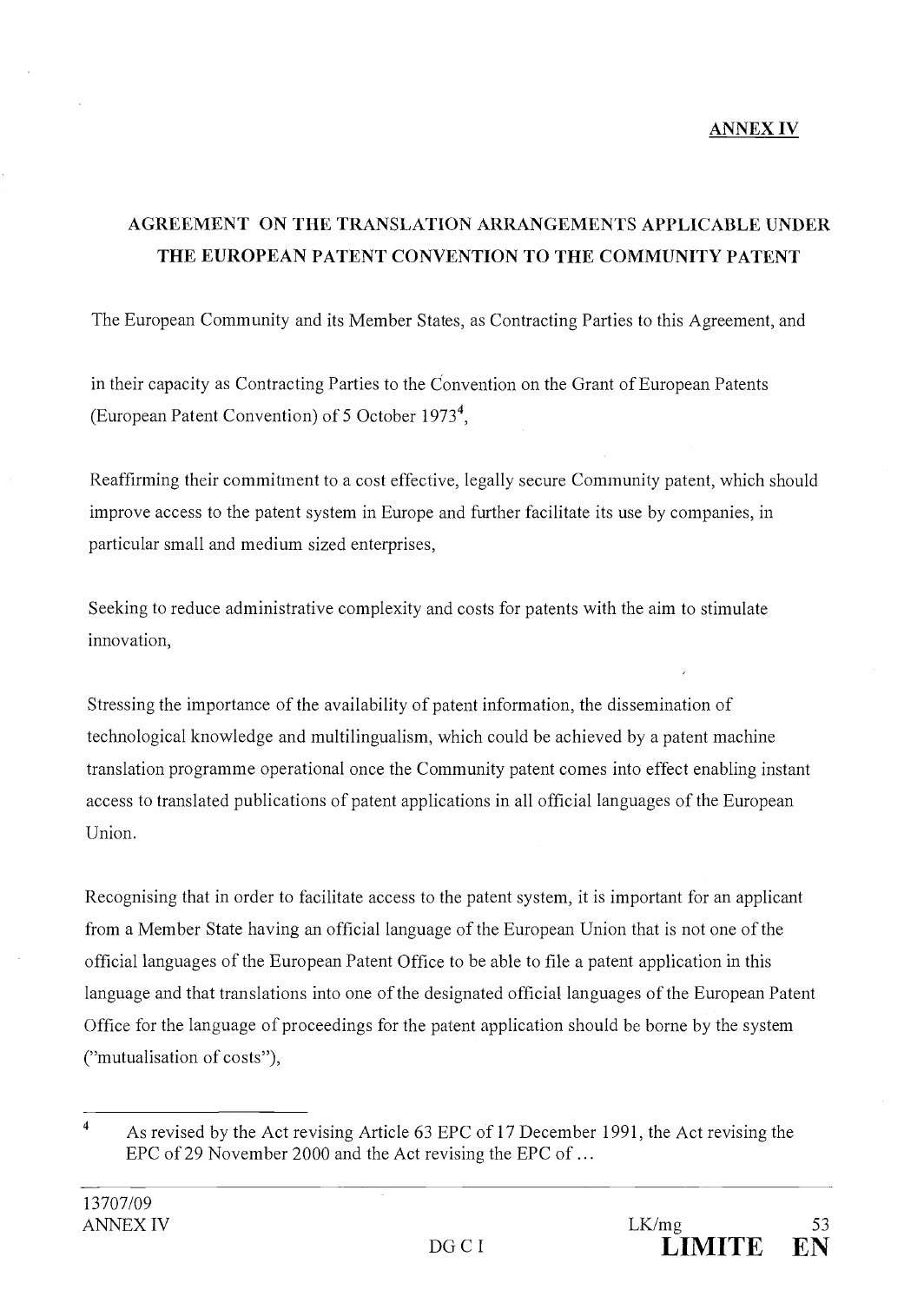**ANNEX IV**

## AGREEMENT ON THE TRANSLATION ARRANGEMENTS APPLICABLE UNDER THE EUROPEAN PATENT CONVENTION TO THE COMMUNITY PATENT

The European Community and its Member States, as Contracting Parties to this Agreement, and

in their capacity as Contracting Parties to the Convention on the Grant of European Patents (European Patent Convention) of 5 October 1973[4],

Reaffirming their commitment to a cost effective, legally secure Community patent, which should improve access to the patent system in Europe and further facilitate its use by companies, in particular small and medium sized enterprises,

Seeking to reduce administrative complexity and costs for patents with the aim to stimulate innovation,

Stressing the importance of the availability of patent information, the dissemination of technological knowledge and multilingualism, which could be achieved by a patent machine translation programme operational once the Community patent comes into effect enabling instant access to translated publications of patent applications in all official languages of the European Union.

Recognising that in order to facilitate access to the patent system, it is important for an applicant from a Member State having an official language of the European Union that is not one of the official languages of the European Patent Office to be able to file a patent application in this language and that translations into one of the designated official languages of the European Patent Office for the language of proceedings for the patent application should be borne by the system ("mutualisation of costs"),

---

[4] As revised by the Act revising Article 63 EPC of 17 December 1991, the Act revising the EPC of 29 November 2000 and the Act revising the EPC of ...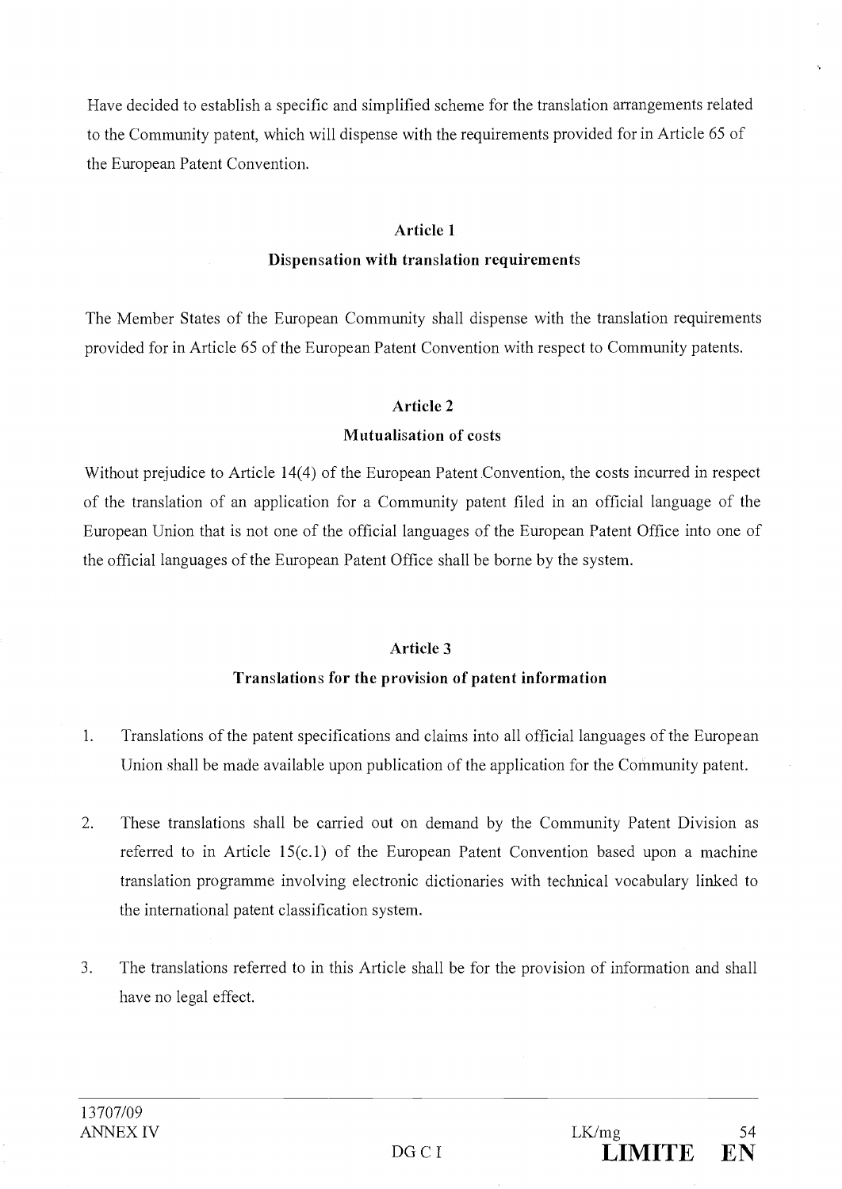Have decided to establish a specific and simplified scheme for the translation arrangements related to the Community patent, which will dispense with the requirements provided for in Article 65 of the European Patent Convention.

**Article 1**

**Dispensation with translation requirements**

The Member States of the European Community shall dispense with the translation requirements provided for in Article 65 of the European Patent Convention with respect to Community patents.

**Article 2**

**Mutualisation of costs**

Without prejudice to Article 14(4) of the European Patent Convention, the costs incurred in respect of the translation of an application for a Community patent filed in an official language of the European Union that is not one of the official languages of the European Patent Office into one of the official languages of the European Patent Office shall be borne by the system.

**Article 3**

**Translations for the provision of patent information**

1. Translations of the patent specifications and claims into all official languages of the European Union shall be made available upon publication of the application for the Community patent.

2. These translations shall be carried out on demand by the Community Patent Division as referred to in Article 15(c.1) of the European Patent Convention based upon a machine translation programme involving electronic dictionaries with technical vocabulary linked to the international patent classification system.

3. The translations referred to in this Article shall be for the provision of information and shall have no legal effect.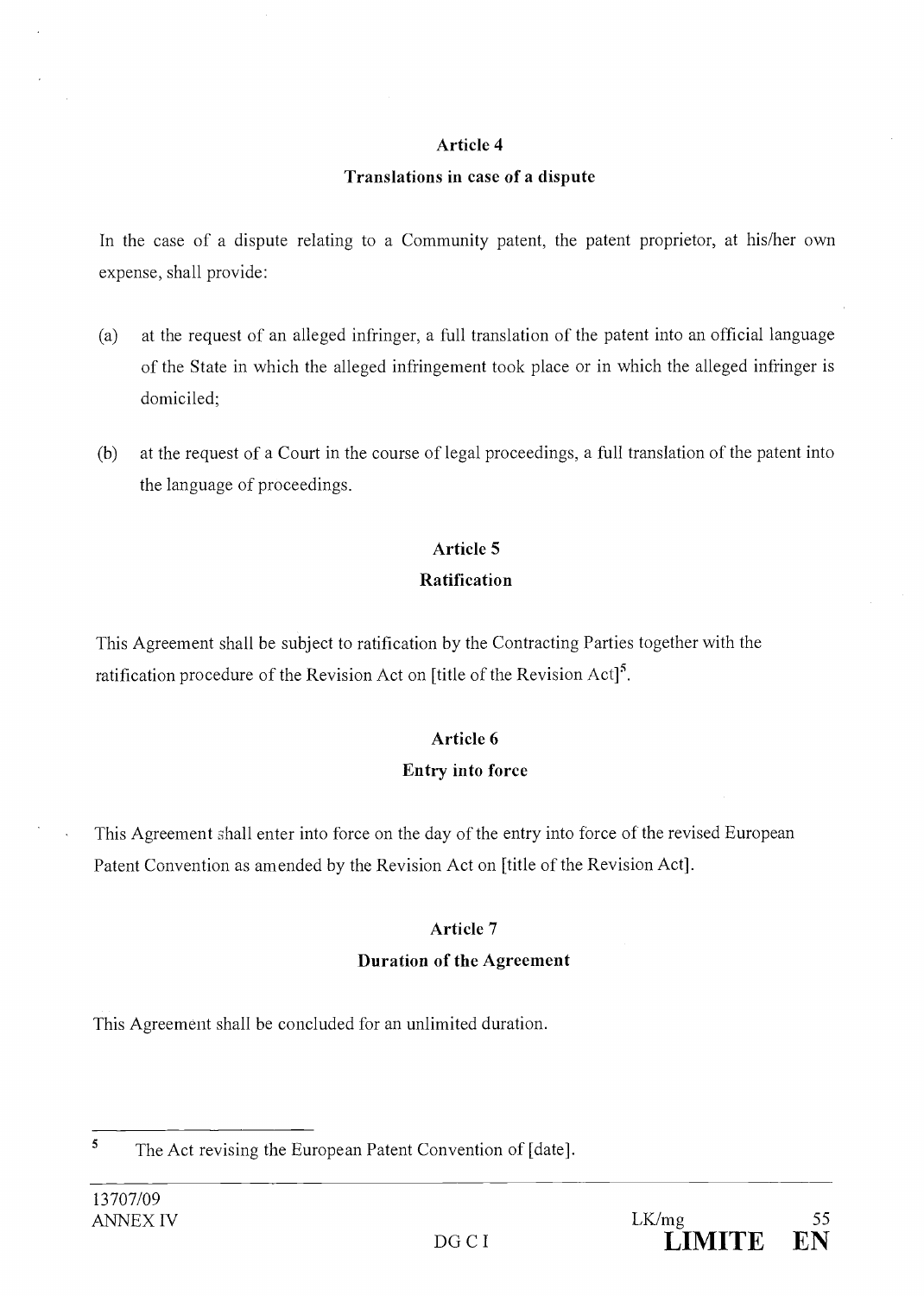### Article 4
### Translations in case of a dispute

In the case of a dispute relating to a Community patent, the patent proprietor, at his/her own expense, shall provide:

(a) at the request of an alleged infringer, a full translation of the patent into an official language of the State in which the alleged infringement took place or in which the alleged infringer is domiciled;

(b) at the request of a Court in the course of legal proceedings, a full translation of the patent into the language of proceedings.

### Article 5
### Ratification

This Agreement shall be subject to ratification by the Contracting Parties together with the ratification procedure of the Revision Act on [title of the Revision Act][5].

### Article 6
### Entry into force

This Agreement shall enter into force on the day of the entry into force of the revised European Patent Convention as amended by the Revision Act on [title of the Revision Act].

### Article 7
### Duration of the Agreement

This Agreement shall be concluded for an unlimited duration.

---

[5] The Act revising the European Patent Convention of [date].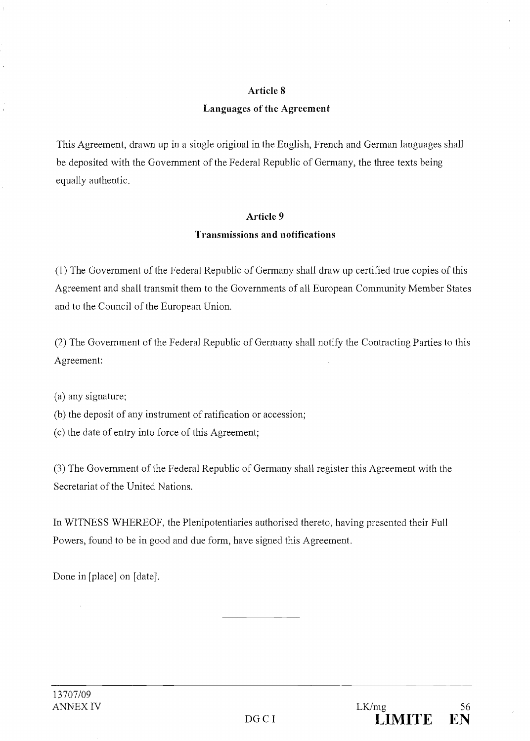**Article 8**

**Languages of the Agreement**

This Agreement, drawn up in a single original in the English, French and German languages shall be deposited with the Government of the Federal Republic of Germany, the three texts being equally authentic.

**Article 9**

**Transmissions and notifications**

(1) The Government of the Federal Republic of Germany shall draw up certified true copies of this Agreement and shall transmit them to the Governments of all European Community Member States and to the Council of the European Union.

(2) The Government of the Federal Republic of Germany shall notify the Contracting Parties to this Agreement:

(a) any signature;

(b) the deposit of any instrument of ratification or accession;

(c) the date of entry into force of this Agreement;

(3) The Government of the Federal Republic of Germany shall register this Agreement with the Secretariat of the United Nations.

In WITNESS WHEREOF, the Plenipotentiaries authorised thereto, having presented their Full Powers, found to be in good and due form, have signed this Agreement.

Done in [place] on [date].